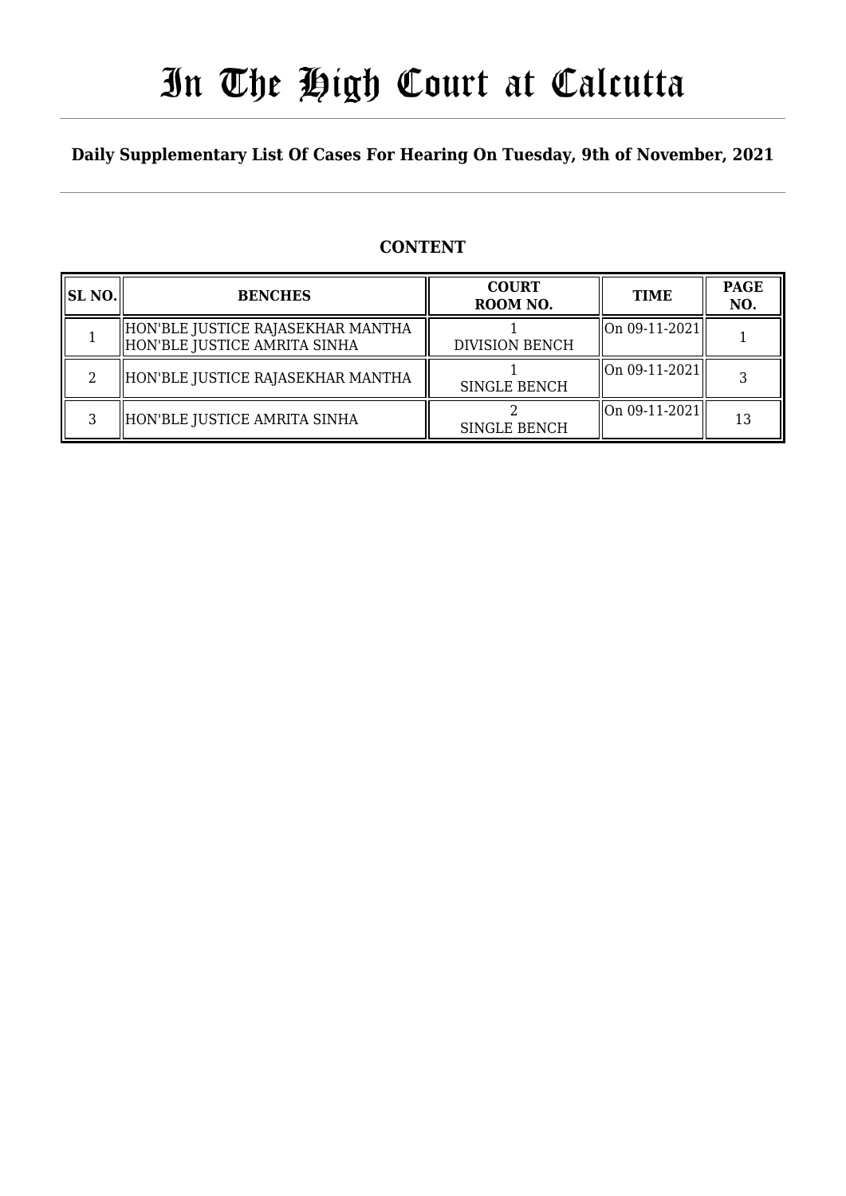# In The High Court at Calcutta

**Daily Supplementary List Of Cases For Hearing On Tuesday, 9th of November, 2021**

## CONTENT

| SL NO. | BENCHES | COURT ROOM NO. | TIME | PAGE NO. |
|---|---|---|---|---|
| 1 | HON'BLE JUSTICE RAJASEKHAR MANTHA<br>HON'BLE JUSTICE AMRITA SINHA | 1<br>DIVISION BENCH | On 09-11-2021 | 1 |
| 2 | HON'BLE JUSTICE RAJASEKHAR MANTHA | 1<br>SINGLE BENCH | On 09-11-2021 | 3 |
| 3 | HON'BLE JUSTICE AMRITA SINHA | 2<br>SINGLE BENCH | On 09-11-2021 | 13 |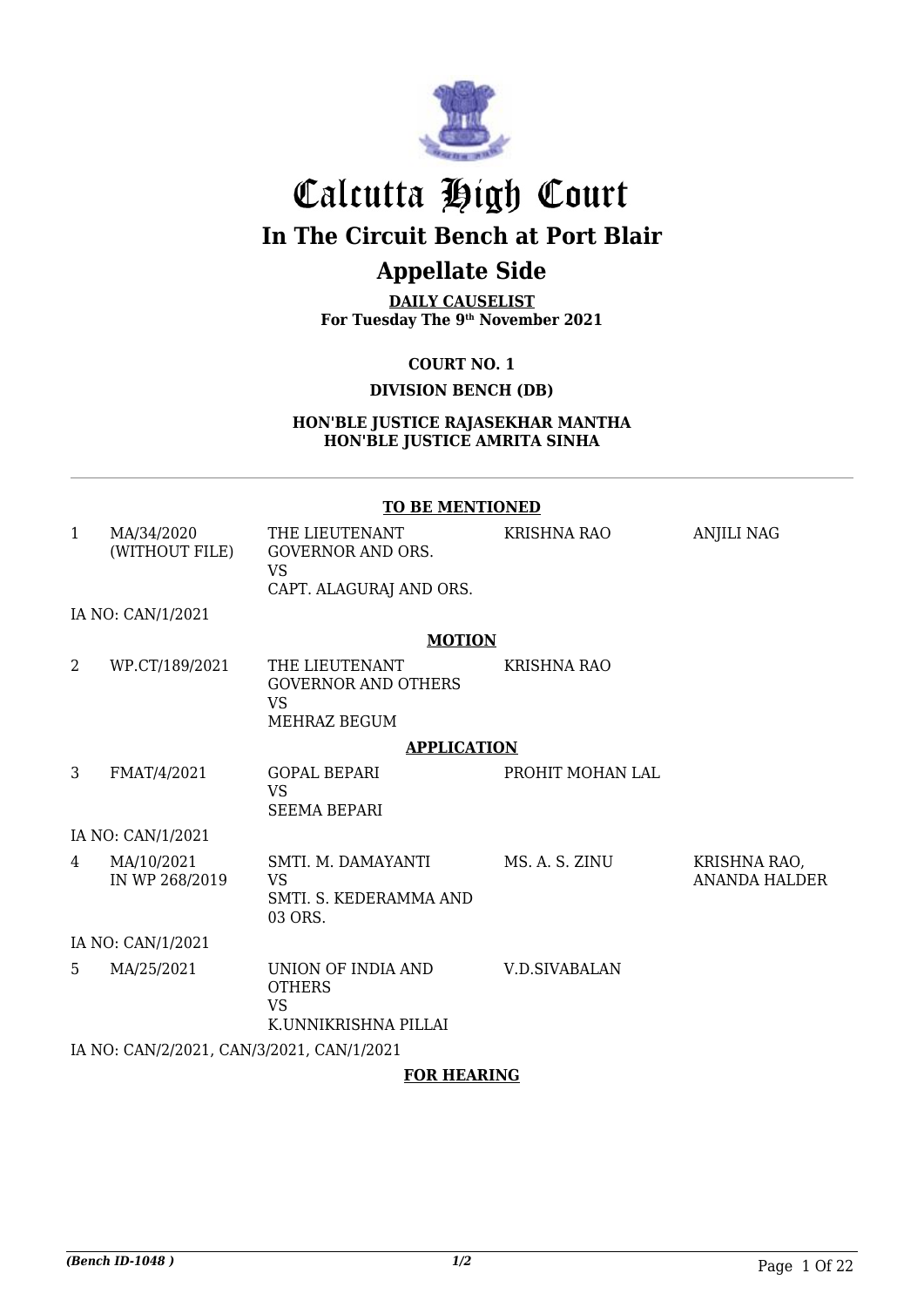# Calcutta High Court

## In The Circuit Bench at Port Blair

## Appellate Side

**DAILY CAUSELIST**
**For Tuesday The 9th November 2021**

**COURT NO. 1**

**DIVISION BENCH (DB)**

**HON'BLE JUSTICE RAJASEKHAR MANTHA**
**HON'BLE JUSTICE AMRITA SINHA**

---

**TO BE MENTIONED**

| | | | | |
|---|---|---|---|---|
| 1 | MA/34/2020 (WITHOUT FILE) | THE LIEUTENANT GOVERNOR AND ORS. VS CAPT. ALAGURAJ AND ORS. | KRISHNA RAO | ANJILI NAG |

IA NO: CAN/1/2021

**MOTION**

| | | | | |
|---|---|---|---|---|
| 2 | WP.CT/189/2021 | THE LIEUTENANT GOVERNOR AND OTHERS VS MEHRAZ BEGUM | KRISHNA RAO | |

**APPLICATION**

| | | | | |
|---|---|---|---|---|
| 3 | FMAT/4/2021 | GOPAL BEPARI VS SEEMA BEPARI | PROHIT MOHAN LAL | |

IA NO: CAN/1/2021

| | | | | |
|---|---|---|---|---|
| 4 | MA/10/2021 IN WP 268/2019 | SMTI. M. DAMAYANTI VS SMTI. S. KEDERAMMA AND 03 ORS. | MS. A. S. ZINU | KRISHNA RAO, ANANDA HALDER |

IA NO: CAN/1/2021

| | | | | |
|---|---|---|---|---|
| 5 | MA/25/2021 | UNION OF INDIA AND OTHERS VS K.UNNIKRISHNA PILLAI | V.D.SIVABALAN | |

IA NO: CAN/2/2021, CAN/3/2021, CAN/1/2021

**FOR HEARING**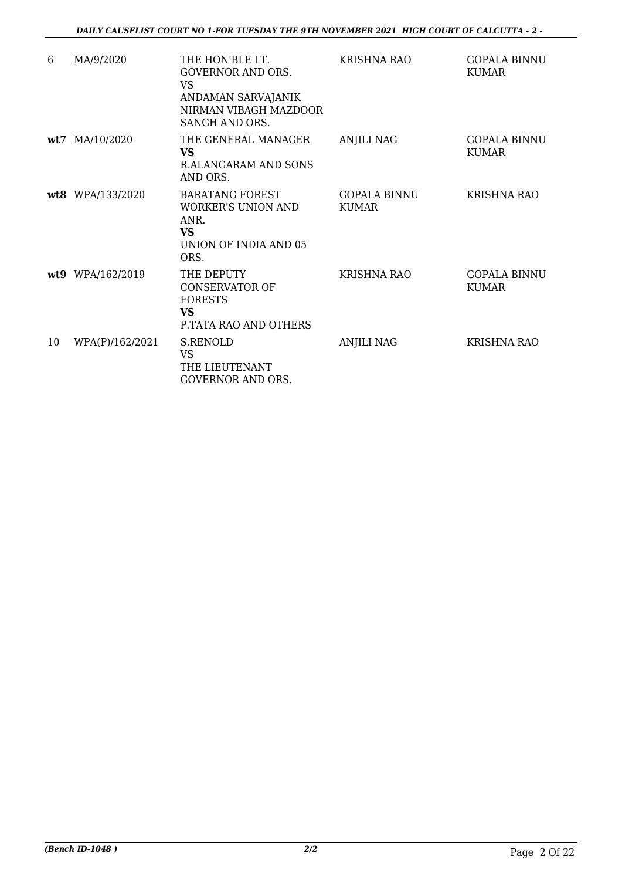| | | | | |
|---|---|---|---|---|
| 6 | MA/9/2020 | THE HON'BLE LT. GOVERNOR AND ORS.<br>VS<br>ANDAMAN SARVAJANIK NIRMAN VIBAGH MAZDOOR SANGH AND ORS. | KRISHNA RAO | GOPALA BINNU KUMAR |
| **wt7** | MA/10/2020 | THE GENERAL MANAGER<br>**VS**<br>R.ALANGARAM AND SONS AND ORS. | ANJILI NAG | GOPALA BINNU KUMAR |
| **wt8** | WPA/133/2020 | BARATANG FOREST WORKER'S UNION AND ANR.<br>**VS**<br>UNION OF INDIA AND 05 ORS. | GOPALA BINNU KUMAR | KRISHNA RAO |
| **wt9** | WPA/162/2019 | THE DEPUTY CONSERVATOR OF FORESTS<br>**VS**<br>P.TATA RAO AND OTHERS | KRISHNA RAO | GOPALA BINNU KUMAR |
| 10 | WPA(P)/162/2021 | S.RENOLD<br>VS<br>THE LIEUTENANT GOVERNOR AND ORS. | ANJILI NAG | KRISHNA RAO |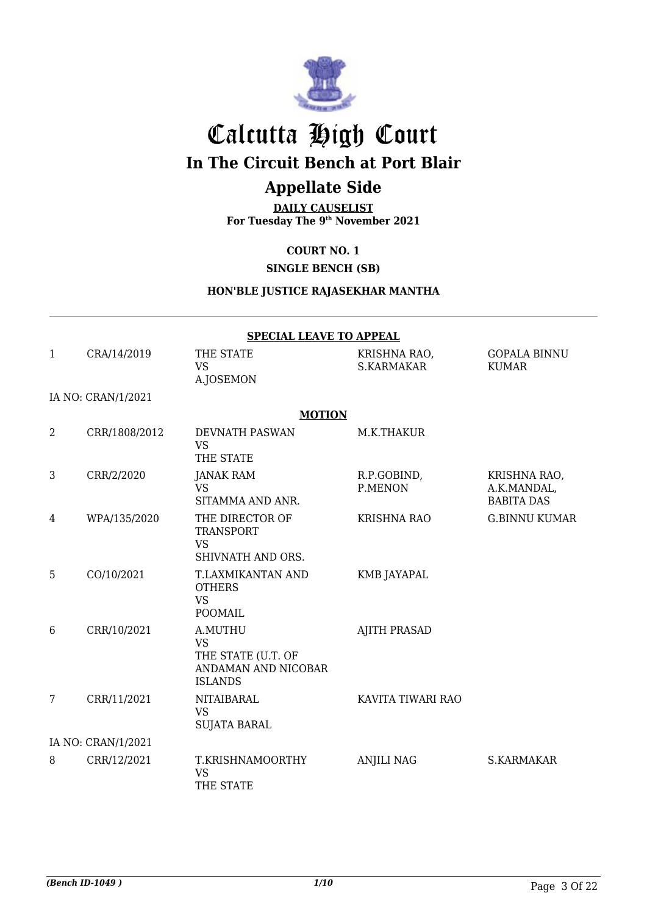# Calcutta High Court

## In The Circuit Bench at Port Blair

## Appellate Side

**DAILY CAUSELIST**
**For Tuesday The 9th November 2021**

**COURT NO. 1**

**SINGLE BENCH (SB)**

**HON'BLE JUSTICE RAJASEKHAR MANTHA**

**SPECIAL LEAVE TO APPEAL**

| | | | | |
|---|---|---|---|---|
| 1 | CRA/14/2019 | THE STATE<br>VS<br>A.JOSEMON | KRISHNA RAO,<br>S.KARMAKAR | GOPALA BINNU KUMAR |
| | IA NO: CRAN/1/2021 | | | |

**MOTION**

| | | | | |
|---|---|---|---|---|
| 2 | CRR/1808/2012 | DEVNATH PASWAN<br>VS<br>THE STATE | M.K.THAKUR | |
| 3 | CRR/2/2020 | JANAK RAM<br>VS<br>SITAMMA AND ANR. | R.P.GOBIND,<br>P.MENON | KRISHNA RAO,<br>A.K.MANDAL,<br>BABITA DAS |
| 4 | WPA/135/2020 | THE DIRECTOR OF TRANSPORT<br>VS<br>SHIVNATH AND ORS. | KRISHNA RAO | G.BINNU KUMAR |
| 5 | CO/10/2021 | T.LAXMIKANTAN AND OTHERS<br>VS<br>POOMAIL | KMB JAYAPAL | |
| 6 | CRR/10/2021 | A.MUTHU<br>VS<br>THE STATE (U.T. OF ANDAMAN AND NICOBAR ISLANDS | AJITH PRASAD | |
| 7 | CRR/11/2021 | NITAIBARAL<br>VS<br>SUJATA BARAL | KAVITA TIWARI RAO | |
| | IA NO: CRAN/1/2021 | | | |
| 8 | CRR/12/2021 | T.KRISHNAMOORTHY<br>VS<br>THE STATE | ANJILI NAG | S.KARMAKAR |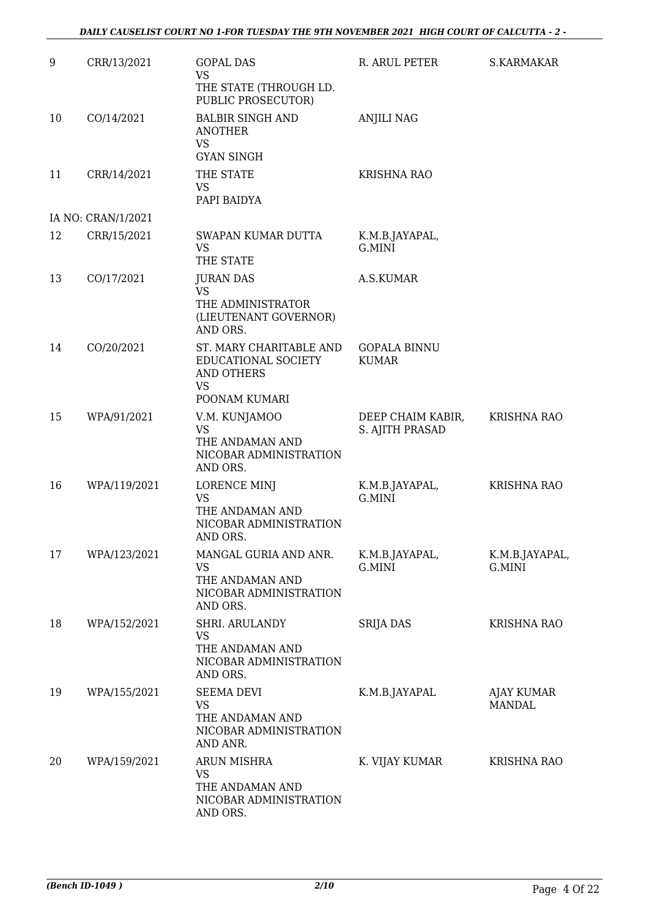| 9 | CRR/13/2021 | GOPAL DAS<br>VS<br>THE STATE (THROUGH LD. PUBLIC PROSECUTOR) | R. ARUL PETER | S.KARMAKAR |
|---|---|---|---|---|
| 10 | CO/14/2021 | BALBIR SINGH AND ANOTHER<br>VS<br>GYAN SINGH | ANJILI NAG | |
| 11 | CRR/14/2021 | THE STATE<br>VS<br>PAPI BAIDYA | KRISHNA RAO | |
| | IA NO: CRAN/1/2021 | | | |
| 12 | CRR/15/2021 | SWAPAN KUMAR DUTTA<br>VS<br>THE STATE | K.M.B.JAYAPAL, G.MINI | |
| 13 | CO/17/2021 | JURAN DAS<br>VS<br>THE ADMINISTRATOR (LIEUTENANT GOVERNOR) AND ORS. | A.S.KUMAR | |
| 14 | CO/20/2021 | ST. MARY CHARITABLE AND EDUCATIONAL SOCIETY AND OTHERS<br>VS<br>POONAM KUMARI | GOPALA BINNU KUMAR | |
| 15 | WPA/91/2021 | V.M. KUNJAMOO<br>VS<br>THE ANDAMAN AND NICOBAR ADMINISTRATION AND ORS. | DEEP CHAIM KABIR, S. AJITH PRASAD | KRISHNA RAO |
| 16 | WPA/119/2021 | LORENCE MINJ<br>VS<br>THE ANDAMAN AND NICOBAR ADMINISTRATION AND ORS. | K.M.B.JAYAPAL, G.MINI | KRISHNA RAO |
| 17 | WPA/123/2021 | MANGAL GURIA AND ANR.<br>VS<br>THE ANDAMAN AND NICOBAR ADMINISTRATION AND ORS. | K.M.B.JAYAPAL, G.MINI | K.M.B.JAYAPAL, G.MINI |
| 18 | WPA/152/2021 | SHRI. ARULANDY<br>VS<br>THE ANDAMAN AND NICOBAR ADMINISTRATION AND ORS. | SRIJA DAS | KRISHNA RAO |
| 19 | WPA/155/2021 | SEEMA DEVI<br>VS<br>THE ANDAMAN AND NICOBAR ADMINISTRATION AND ANR. | K.M.B.JAYAPAL | AJAY KUMAR MANDAL |
| 20 | WPA/159/2021 | ARUN MISHRA<br>VS<br>THE ANDAMAN AND NICOBAR ADMINISTRATION AND ORS. | K. VIJAY KUMAR | KRISHNA RAO |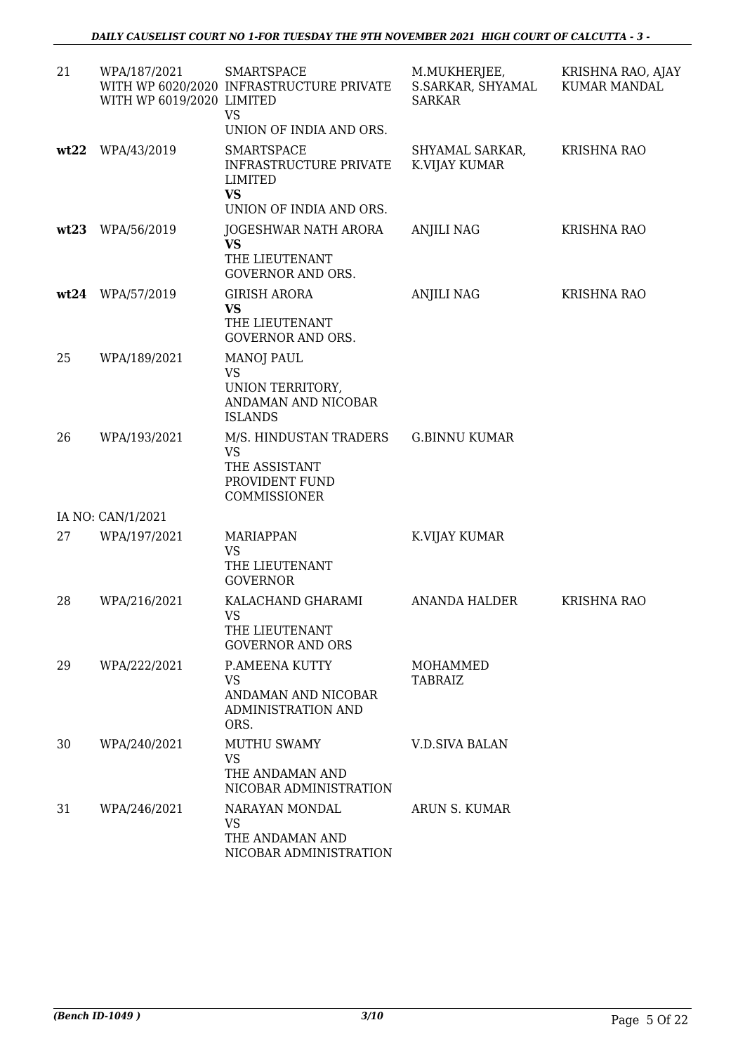| | | | | |
|---|---|---|---|---|
| 21 | WPA/187/2021 WITH WP 6020/2020 WITH WP 6019/2020 | SMARTSPACE INFRASTRUCTURE PRIVATE LIMITED VS UNION OF INDIA AND ORS. | M.MUKHERJEE, S.SARKAR, SHYAMAL SARKAR | KRISHNA RAO, AJAY KUMAR MANDAL |
| **wt22** | WPA/43/2019 | SMARTSPACE INFRASTRUCTURE PRIVATE LIMITED **VS** UNION OF INDIA AND ORS. | SHYAMAL SARKAR, K.VIJAY KUMAR | KRISHNA RAO |
| **wt23** | WPA/56/2019 | JOGESHWAR NATH ARORA **VS** THE LIEUTENANT GOVERNOR AND ORS. | ANJILI NAG | KRISHNA RAO |
| **wt24** | WPA/57/2019 | GIRISH ARORA **VS** THE LIEUTENANT GOVERNOR AND ORS. | ANJILI NAG | KRISHNA RAO |
| 25 | WPA/189/2021 | MANOJ PAUL VS UNION TERRITORY, ANDAMAN AND NICOBAR ISLANDS | | |
| 26 | WPA/193/2021 | M/S. HINDUSTAN TRADERS VS THE ASSISTANT PROVIDENT FUND COMMISSIONER | G.BINNU KUMAR | |
| | IA NO: CAN/1/2021 | | | |
| 27 | WPA/197/2021 | MARIAPPAN VS THE LIEUTENANT GOVERNOR | K.VIJAY KUMAR | |
| 28 | WPA/216/2021 | KALACHAND GHARAMI VS THE LIEUTENANT GOVERNOR AND ORS | ANANDA HALDER | KRISHNA RAO |
| 29 | WPA/222/2021 | P.AMEENA KUTTY VS ANDAMAN AND NICOBAR ADMINISTRATION AND ORS. | MOHAMMED TABRAIZ | |
| 30 | WPA/240/2021 | MUTHU SWAMY VS THE ANDAMAN AND NICOBAR ADMINISTRATION | V.D.SIVA BALAN | |
| 31 | WPA/246/2021 | NARAYAN MONDAL VS THE ANDAMAN AND NICOBAR ADMINISTRATION | ARUN S. KUMAR | |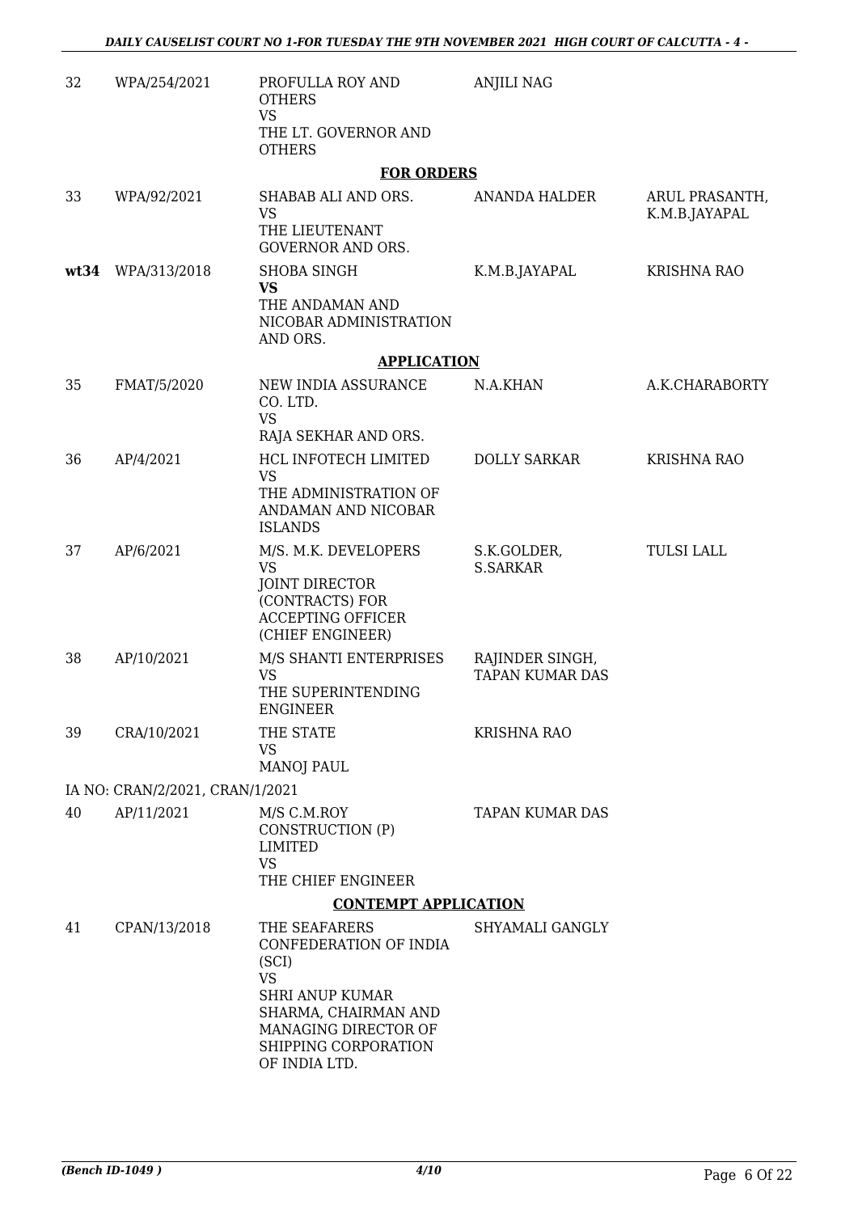| 32 | WPA/254/2021 | PROFULLA ROY AND OTHERS<br>VS<br>THE LT. GOVERNOR AND OTHERS | ANJILI NAG | |
|---|---|---|---|---|

**FOR ORDERS**

| | | | | |
|---|---|---|---|---|
| 33 | WPA/92/2021 | SHABAB ALI AND ORS.<br>VS<br>THE LIEUTENANT GOVERNOR AND ORS. | ANANDA HALDER | ARUL PRASANTH, K.M.B.JAYAPAL |
| **wt34** | WPA/313/2018 | SHOBA SINGH<br>**VS**<br>THE ANDAMAN AND NICOBAR ADMINISTRATION AND ORS. | K.M.B.JAYAPAL | KRISHNA RAO |

**APPLICATION**

| | | | | |
|---|---|---|---|---|
| 35 | FMAT/5/2020 | NEW INDIA ASSURANCE CO. LTD.<br>VS<br>RAJA SEKHAR AND ORS. | N.A.KHAN | A.K.CHARABORTY |
| 36 | AP/4/2021 | HCL INFOTECH LIMITED<br>VS<br>THE ADMINISTRATION OF ANDAMAN AND NICOBAR ISLANDS | DOLLY SARKAR | KRISHNA RAO |
| 37 | AP/6/2021 | M/S. M.K. DEVELOPERS<br>VS<br>JOINT DIRECTOR (CONTRACTS) FOR ACCEPTING OFFICER (CHIEF ENGINEER) | S.K.GOLDER, S.SARKAR | TULSI LALL |
| 38 | AP/10/2021 | M/S SHANTI ENTERPRISES<br>VS<br>THE SUPERINTENDING ENGINEER | RAJINDER SINGH, TAPAN KUMAR DAS | |
| 39 | CRA/10/2021 | THE STATE<br>VS<br>MANOJ PAUL | KRISHNA RAO | |

IA NO: CRAN/2/2021, CRAN/1/2021

| | | | | |
|---|---|---|---|---|
| 40 | AP/11/2021 | M/S C.M.ROY CONSTRUCTION (P) LIMITED<br>VS<br>THE CHIEF ENGINEER | TAPAN KUMAR DAS | |

**CONTEMPT APPLICATION**

| | | | | |
|---|---|---|---|---|
| 41 | CPAN/13/2018 | THE SEAFARERS CONFEDERATION OF INDIA (SCI)<br>VS<br>SHRI ANUP KUMAR SHARMA, CHAIRMAN AND MANAGING DIRECTOR OF SHIPPING CORPORATION OF INDIA LTD. | SHYAMALI GANGLY | |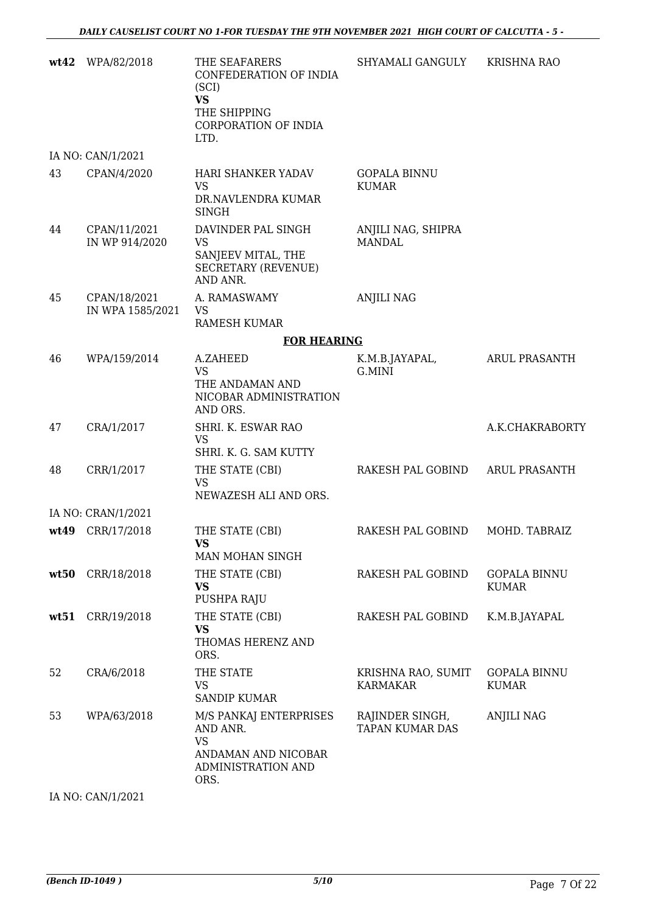| | | | | |
|---|---|---|---|---|
| **wt42** | WPA/82/2018 | THE SEAFARERS CONFEDERATION OF INDIA (SCI) **VS** THE SHIPPING CORPORATION OF INDIA LTD. | SHYAMALI GANGULY | KRISHNA RAO |
| | IA NO: CAN/1/2021 | | | |
| 43 | CPAN/4/2020 | HARI SHANKER YADAV VS DR.NAVLENDRA KUMAR SINGH | GOPALA BINNU KUMAR | |
| 44 | CPAN/11/2021 IN WP 914/2020 | DAVINDER PAL SINGH VS SANJEEV MITAL, THE SECRETARY (REVENUE) AND ANR. | ANJILI NAG, SHIPRA MANDAL | |
| 45 | CPAN/18/2021 IN WPA 1585/2021 | A. RAMASWAMY VS RAMESH KUMAR | ANJILI NAG | |

**FOR HEARING**

| | | | | |
|---|---|---|---|---|
| 46 | WPA/159/2014 | A.ZAHEED VS THE ANDAMAN AND NICOBAR ADMINISTRATION AND ORS. | K.M.B.JAYAPAL, G.MINI | ARUL PRASANTH |
| 47 | CRA/1/2017 | SHRI. K. ESWAR RAO VS SHRI. K. G. SAM KUTTY | | A.K.CHAKRABORTY |
| 48 | CRR/1/2017 | THE STATE (CBI) VS NEWAZESH ALI AND ORS. | RAKESH PAL GOBIND | ARUL PRASANTH |
| | IA NO: CRAN/1/2021 | | | |
| **wt49** | CRR/17/2018 | THE STATE (CBI) **VS** MAN MOHAN SINGH | RAKESH PAL GOBIND | MOHD. TABRAIZ |
| **wt50** | CRR/18/2018 | THE STATE (CBI) **VS** PUSHPA RAJU | RAKESH PAL GOBIND | GOPALA BINNU KUMAR |
| **wt51** | CRR/19/2018 | THE STATE (CBI) **VS** THOMAS HERENZ AND ORS. | RAKESH PAL GOBIND | K.M.B.JAYAPAL |
| 52 | CRA/6/2018 | THE STATE VS SANDIP KUMAR | KRISHNA RAO, SUMIT KARMAKAR | GOPALA BINNU KUMAR |
| 53 | WPA/63/2018 | M/S PANKAJ ENTERPRISES AND ANR. VS ANDAMAN AND NICOBAR ADMINISTRATION AND ORS. | RAJINDER SINGH, TAPAN KUMAR DAS | ANJILI NAG |
| | IA NO: CAN/1/2021 | | | |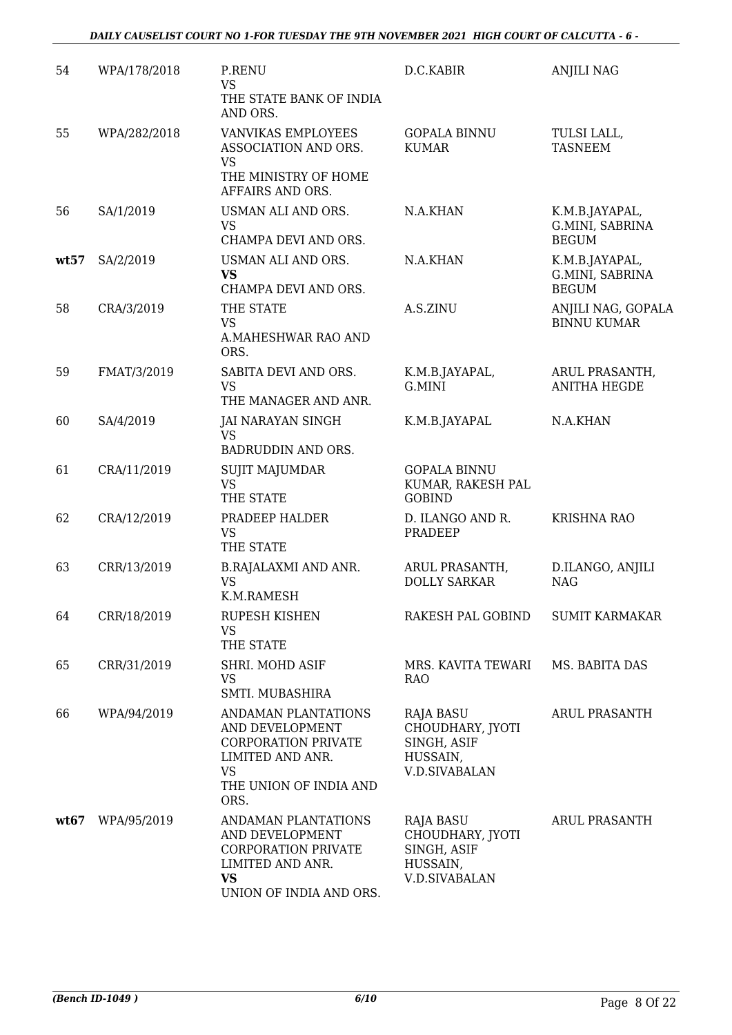| 54 | WPA/178/2018 | P.RENU<br>VS<br>THE STATE BANK OF INDIA AND ORS. | D.C.KABIR | ANJILI NAG |
|---|---|---|---|---|
| 55 | WPA/282/2018 | VANVIKAS EMPLOYEES ASSOCIATION AND ORS.<br>VS<br>THE MINISTRY OF HOME AFFAIRS AND ORS. | GOPALA BINNU KUMAR | TULSI LALL, TASNEEM |
| 56 | SA/1/2019 | USMAN ALI AND ORS.<br>VS<br>CHAMPA DEVI AND ORS. | N.A.KHAN | K.M.B.JAYAPAL, G.MINI, SABRINA BEGUM |
| **wt57** | SA/2/2019 | USMAN ALI AND ORS.<br>**VS**<br>CHAMPA DEVI AND ORS. | N.A.KHAN | K.M.B.JAYAPAL, G.MINI, SABRINA BEGUM |
| 58 | CRA/3/2019 | THE STATE<br>VS<br>A.MAHESHWAR RAO AND ORS. | A.S.ZINU | ANJILI NAG, GOPALA BINNU KUMAR |
| 59 | FMAT/3/2019 | SABITA DEVI AND ORS.<br>VS<br>THE MANAGER AND ANR. | K.M.B.JAYAPAL, G.MINI | ARUL PRASANTH, ANITHA HEGDE |
| 60 | SA/4/2019 | JAI NARAYAN SINGH<br>VS<br>BADRUDDIN AND ORS. | K.M.B.JAYAPAL | N.A.KHAN |
| 61 | CRA/11/2019 | SUJIT MAJUMDAR<br>VS<br>THE STATE | GOPALA BINNU KUMAR, RAKESH PAL GOBIND | |
| 62 | CRA/12/2019 | PRADEEP HALDER<br>VS<br>THE STATE | D. ILANGO AND R. PRADEEP | KRISHNA RAO |
| 63 | CRR/13/2019 | B.RAJALAXMI AND ANR.<br>VS<br>K.M.RAMESH | ARUL PRASANTH, DOLLY SARKAR | D.ILANGO, ANJILI NAG |
| 64 | CRR/18/2019 | RUPESH KISHEN<br>VS<br>THE STATE | RAKESH PAL GOBIND | SUMIT KARMAKAR |
| 65 | CRR/31/2019 | SHRI. MOHD ASIF<br>VS<br>SMTI. MUBASHIRA | MRS. KAVITA TEWARI RAO | MS. BABITA DAS |
| 66 | WPA/94/2019 | ANDAMAN PLANTATIONS AND DEVELOPMENT CORPORATION PRIVATE LIMITED AND ANR.<br>VS<br>THE UNION OF INDIA AND ORS. | RAJA BASU CHOUDHARY, JYOTI SINGH, ASIF HUSSAIN, V.D.SIVABALAN | ARUL PRASANTH |
| **wt67** | WPA/95/2019 | ANDAMAN PLANTATIONS AND DEVELOPMENT CORPORATION PRIVATE LIMITED AND ANR.<br>**VS**<br>UNION OF INDIA AND ORS. | RAJA BASU CHOUDHARY, JYOTI SINGH, ASIF HUSSAIN, V.D.SIVABALAN | ARUL PRASANTH |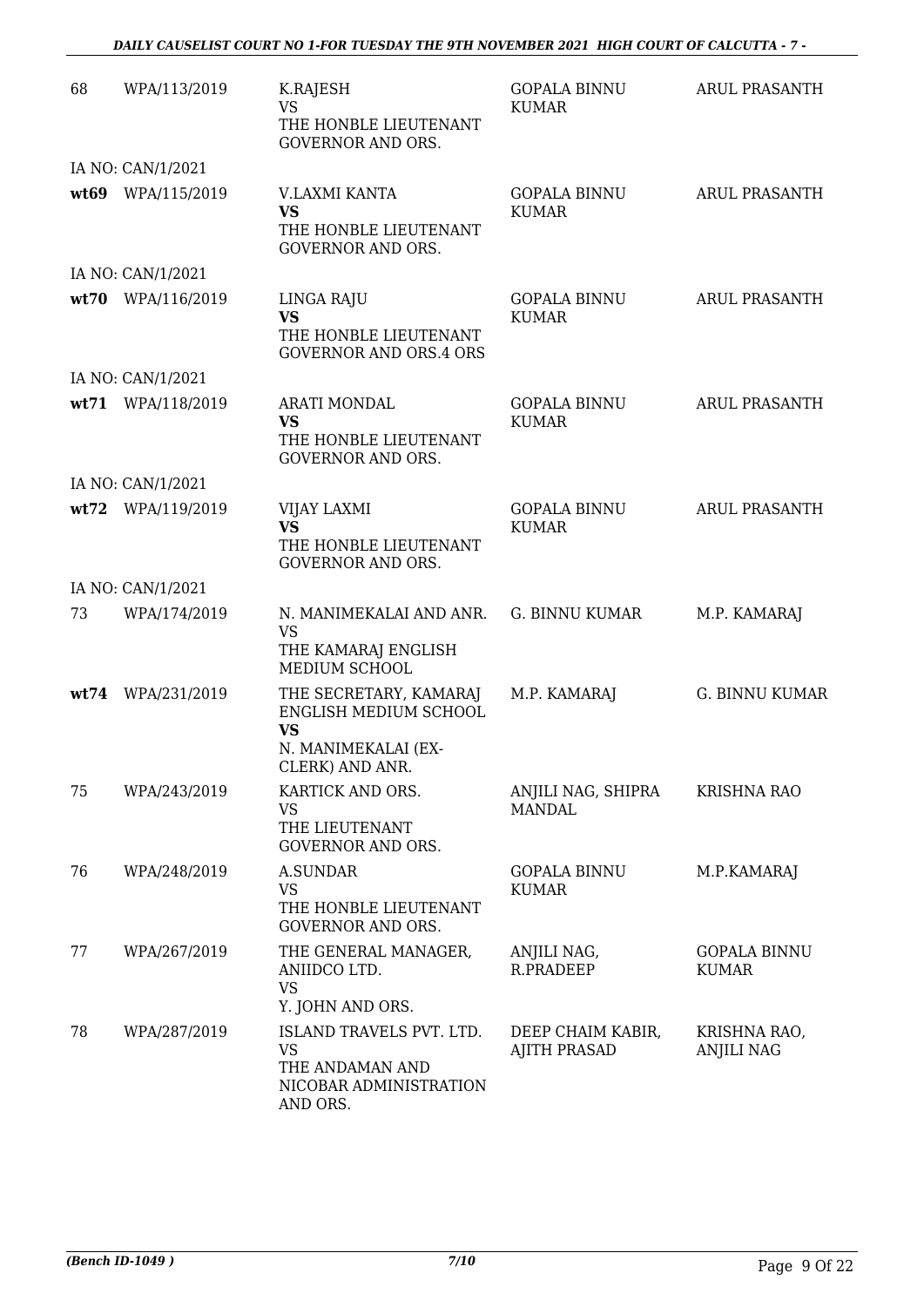| 68 | WPA/113/2019 | K.RAJESH<br>VS<br>THE HONBLE LIEUTENANT GOVERNOR AND ORS. | GOPALA BINNU KUMAR | ARUL PRASANTH |
|---|---|---|---|---|
| | IA NO: CAN/1/2021 | | | |
| **wt69** | WPA/115/2019 | V.LAXMI KANTA<br>**VS**<br>THE HONBLE LIEUTENANT GOVERNOR AND ORS. | GOPALA BINNU KUMAR | ARUL PRASANTH |
| | IA NO: CAN/1/2021 | | | |
| **wt70** | WPA/116/2019 | LINGA RAJU<br>**VS**<br>THE HONBLE LIEUTENANT GOVERNOR AND ORS.4 ORS | GOPALA BINNU KUMAR | ARUL PRASANTH |
| | IA NO: CAN/1/2021 | | | |
| **wt71** | WPA/118/2019 | ARATI MONDAL<br>**VS**<br>THE HONBLE LIEUTENANT GOVERNOR AND ORS. | GOPALA BINNU KUMAR | ARUL PRASANTH |
| | IA NO: CAN/1/2021 | | | |
| **wt72** | WPA/119/2019 | VIJAY LAXMI<br>**VS**<br>THE HONBLE LIEUTENANT GOVERNOR AND ORS. | GOPALA BINNU KUMAR | ARUL PRASANTH |
| | IA NO: CAN/1/2021 | | | |
| 73 | WPA/174/2019 | N. MANIMEKALAI AND ANR.<br>VS<br>THE KAMARAJ ENGLISH MEDIUM SCHOOL | G. BINNU KUMAR | M.P. KAMARAJ |
| **wt74** | WPA/231/2019 | THE SECRETARY, KAMARAJ ENGLISH MEDIUM SCHOOL<br>**VS**<br>N. MANIMEKALAI (EX-CLERK) AND ANR. | M.P. KAMARAJ | G. BINNU KUMAR |
| 75 | WPA/243/2019 | KARTICK AND ORS.<br>VS<br>THE LIEUTENANT GOVERNOR AND ORS. | ANJILI NAG, SHIPRA MANDAL | KRISHNA RAO |
| 76 | WPA/248/2019 | A.SUNDAR<br>VS<br>THE HONBLE LIEUTENANT GOVERNOR AND ORS. | GOPALA BINNU KUMAR | M.P.KAMARAJ |
| 77 | WPA/267/2019 | THE GENERAL MANAGER, ANIIDCO LTD.<br>VS<br>Y. JOHN AND ORS. | ANJILI NAG, R.PRADEEP | GOPALA BINNU KUMAR |
| 78 | WPA/287/2019 | ISLAND TRAVELS PVT. LTD.<br>VS<br>THE ANDAMAN AND NICOBAR ADMINISTRATION AND ORS. | DEEP CHAIM KABIR, AJITH PRASAD | KRISHNA RAO, ANJILI NAG |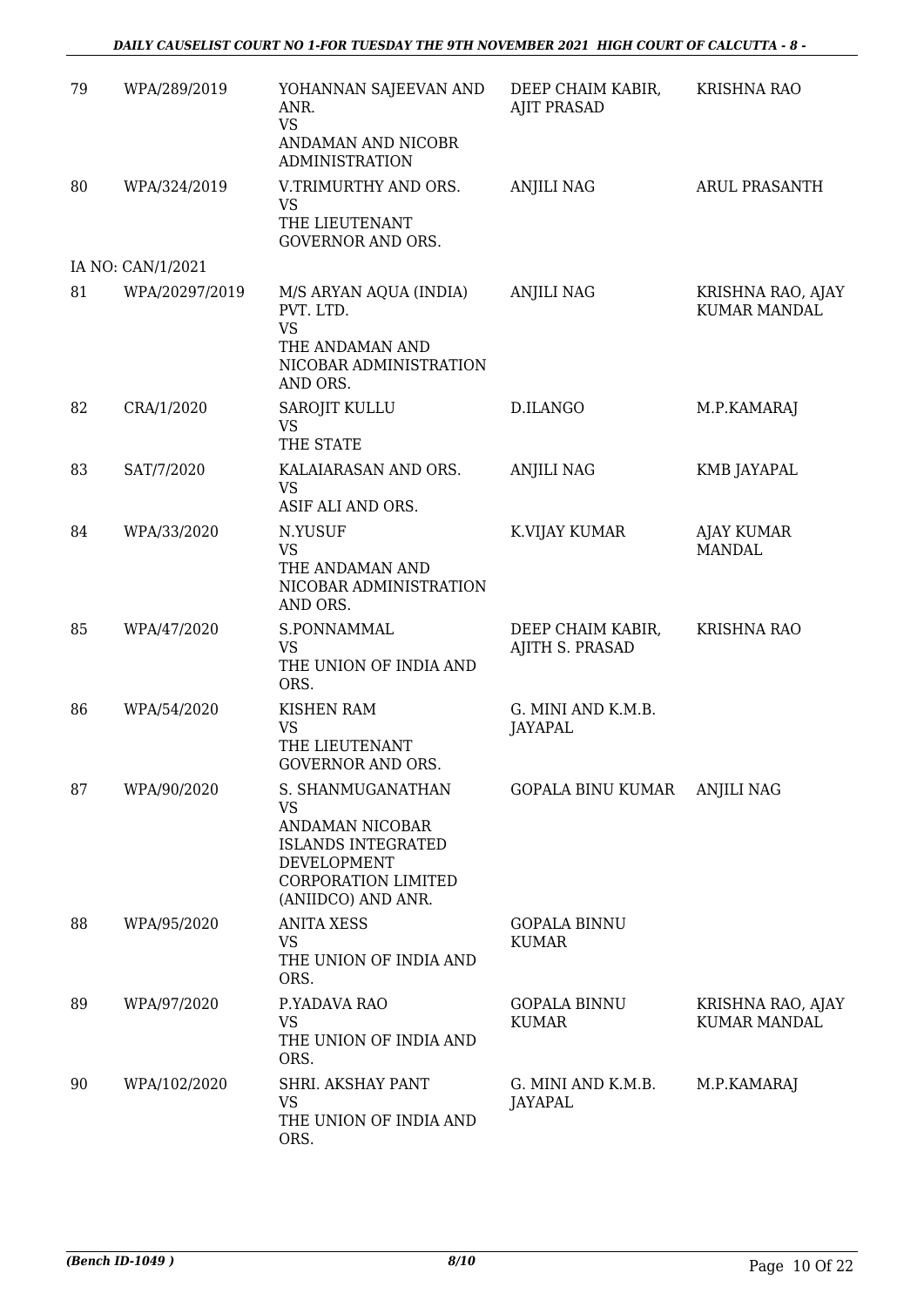| 79 | WPA/289/2019 | YOHANNAN SAJEEVAN AND ANR.<br>VS<br>ANDAMAN AND NICOBR ADMINISTRATION | DEEP CHAIM KABIR, AJIT PRASAD | KRISHNA RAO |
|---|---|---|---|---|
| 80 | WPA/324/2019 | V.TRIMURTHY AND ORS.<br>VS<br>THE LIEUTENANT GOVERNOR AND ORS. | ANJILI NAG | ARUL PRASANTH |
| | IA NO: CAN/1/2021 | | | |
| 81 | WPA/20297/2019 | M/S ARYAN AQUA (INDIA) PVT. LTD.<br>VS<br>THE ANDAMAN AND NICOBAR ADMINISTRATION AND ORS. | ANJILI NAG | KRISHNA RAO, AJAY KUMAR MANDAL |
| 82 | CRA/1/2020 | SAROJIT KULLU<br>VS<br>THE STATE | D.ILANGO | M.P.KAMARAJ |
| 83 | SAT/7/2020 | KALAIARASAN AND ORS.<br>VS<br>ASIF ALI AND ORS. | ANJILI NAG | KMB JAYAPAL |
| 84 | WPA/33/2020 | N.YUSUF<br>VS<br>THE ANDAMAN AND NICOBAR ADMINISTRATION AND ORS. | K.VIJAY KUMAR | AJAY KUMAR MANDAL |
| 85 | WPA/47/2020 | S.PONNAMMAL<br>VS<br>THE UNION OF INDIA AND ORS. | DEEP CHAIM KABIR, AJITH S. PRASAD | KRISHNA RAO |
| 86 | WPA/54/2020 | KISHEN RAM<br>VS<br>THE LIEUTENANT GOVERNOR AND ORS. | G. MINI AND K.M.B. JAYAPAL | |
| 87 | WPA/90/2020 | S. SHANMUGANATHAN<br>VS<br>ANDAMAN NICOBAR ISLANDS INTEGRATED DEVELOPMENT CORPORATION LIMITED (ANIIDCO) AND ANR. | GOPALA BINU KUMAR | ANJILI NAG |
| 88 | WPA/95/2020 | ANITA XESS<br>VS<br>THE UNION OF INDIA AND ORS. | GOPALA BINNU KUMAR | |
| 89 | WPA/97/2020 | P.YADAVA RAO<br>VS<br>THE UNION OF INDIA AND ORS. | GOPALA BINNU KUMAR | KRISHNA RAO, AJAY KUMAR MANDAL |
| 90 | WPA/102/2020 | SHRI. AKSHAY PANT<br>VS<br>THE UNION OF INDIA AND ORS. | G. MINI AND K.M.B. JAYAPAL | M.P.KAMARAJ |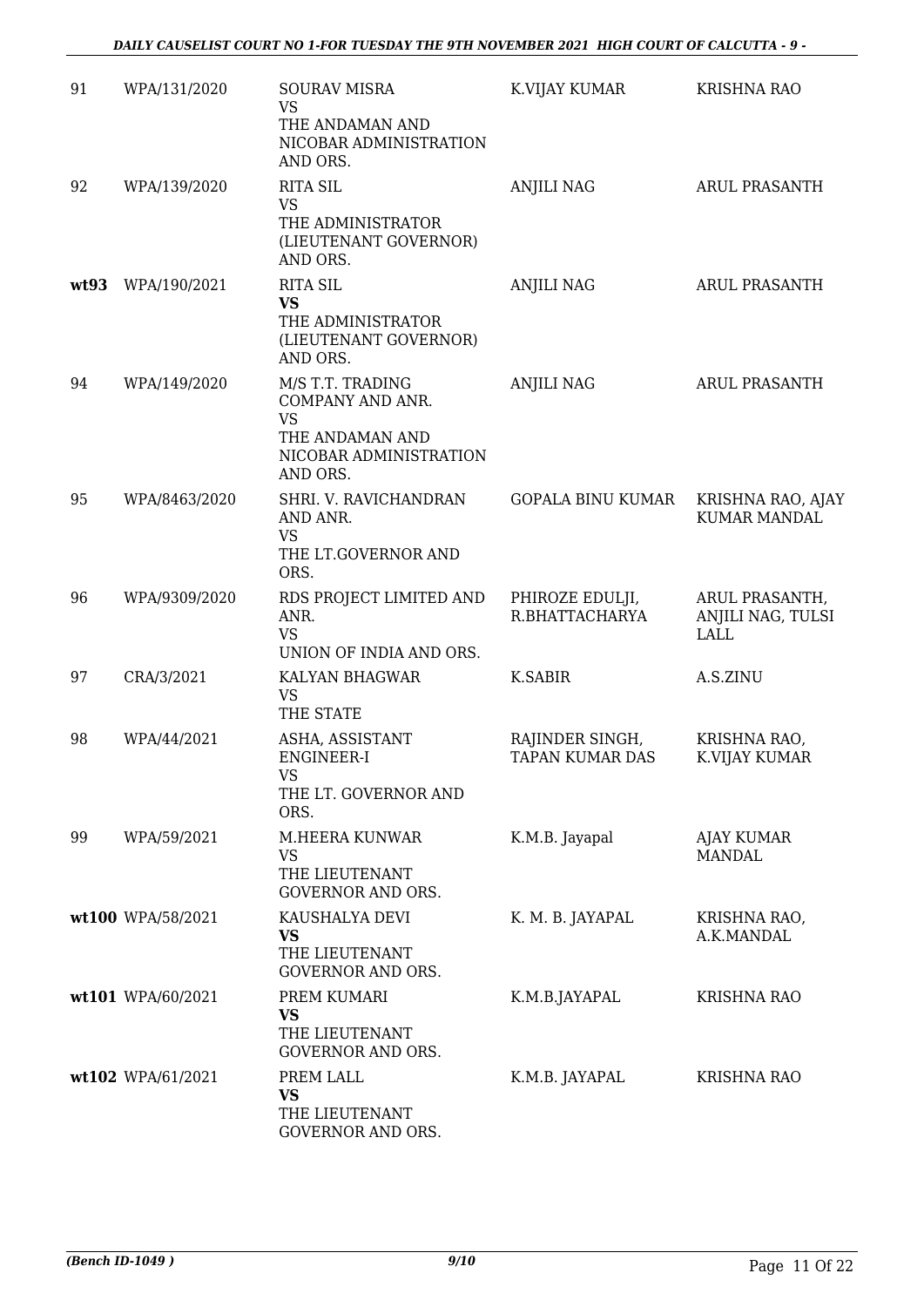| | | | | |
|---|---|---|---|---|
| 91 | WPA/131/2020 | SOURAV MISRA<br>VS<br>THE ANDAMAN AND NICOBAR ADMINISTRATION AND ORS. | K.VIJAY KUMAR | KRISHNA RAO |
| 92 | WPA/139/2020 | RITA SIL<br>VS<br>THE ADMINISTRATOR (LIEUTENANT GOVERNOR) AND ORS. | ANJILI NAG | ARUL PRASANTH |
| **wt93** | WPA/190/2021 | RITA SIL<br>**VS**<br>THE ADMINISTRATOR (LIEUTENANT GOVERNOR) AND ORS. | ANJILI NAG | ARUL PRASANTH |
| 94 | WPA/149/2020 | M/S T.T. TRADING COMPANY AND ANR.<br>VS<br>THE ANDAMAN AND NICOBAR ADMINISTRATION AND ORS. | ANJILI NAG | ARUL PRASANTH |
| 95 | WPA/8463/2020 | SHRI. V. RAVICHANDRAN AND ANR.<br>VS<br>THE LT.GOVERNOR AND ORS. | GOPALA BINU KUMAR | KRISHNA RAO, AJAY KUMAR MANDAL |
| 96 | WPA/9309/2020 | RDS PROJECT LIMITED AND ANR.<br>VS<br>UNION OF INDIA AND ORS. | PHIROZE EDULJI, R.BHATTACHARYA | ARUL PRASANTH, ANJILI NAG, TULSI LALL |
| 97 | CRA/3/2021 | KALYAN BHAGWAR<br>VS<br>THE STATE | K.SABIR | A.S.ZINU |
| 98 | WPA/44/2021 | ASHA, ASSISTANT ENGINEER-I<br>VS<br>THE LT. GOVERNOR AND ORS. | RAJINDER SINGH, TAPAN KUMAR DAS | KRISHNA RAO, K.VIJAY KUMAR |
| 99 | WPA/59/2021 | M.HEERA KUNWAR<br>VS<br>THE LIEUTENANT GOVERNOR AND ORS. | K.M.B. Jayapal | AJAY KUMAR MANDAL |
| **wt100** | WPA/58/2021 | KAUSHALYA DEVI<br>**VS**<br>THE LIEUTENANT GOVERNOR AND ORS. | K. M. B. JAYAPAL | KRISHNA RAO, A.K.MANDAL |
| **wt101** | WPA/60/2021 | PREM KUMARI<br>**VS**<br>THE LIEUTENANT GOVERNOR AND ORS. | K.M.B.JAYAPAL | KRISHNA RAO |
| **wt102** | WPA/61/2021 | PREM LALL<br>**VS**<br>THE LIEUTENANT GOVERNOR AND ORS. | K.M.B. JAYAPAL | KRISHNA RAO |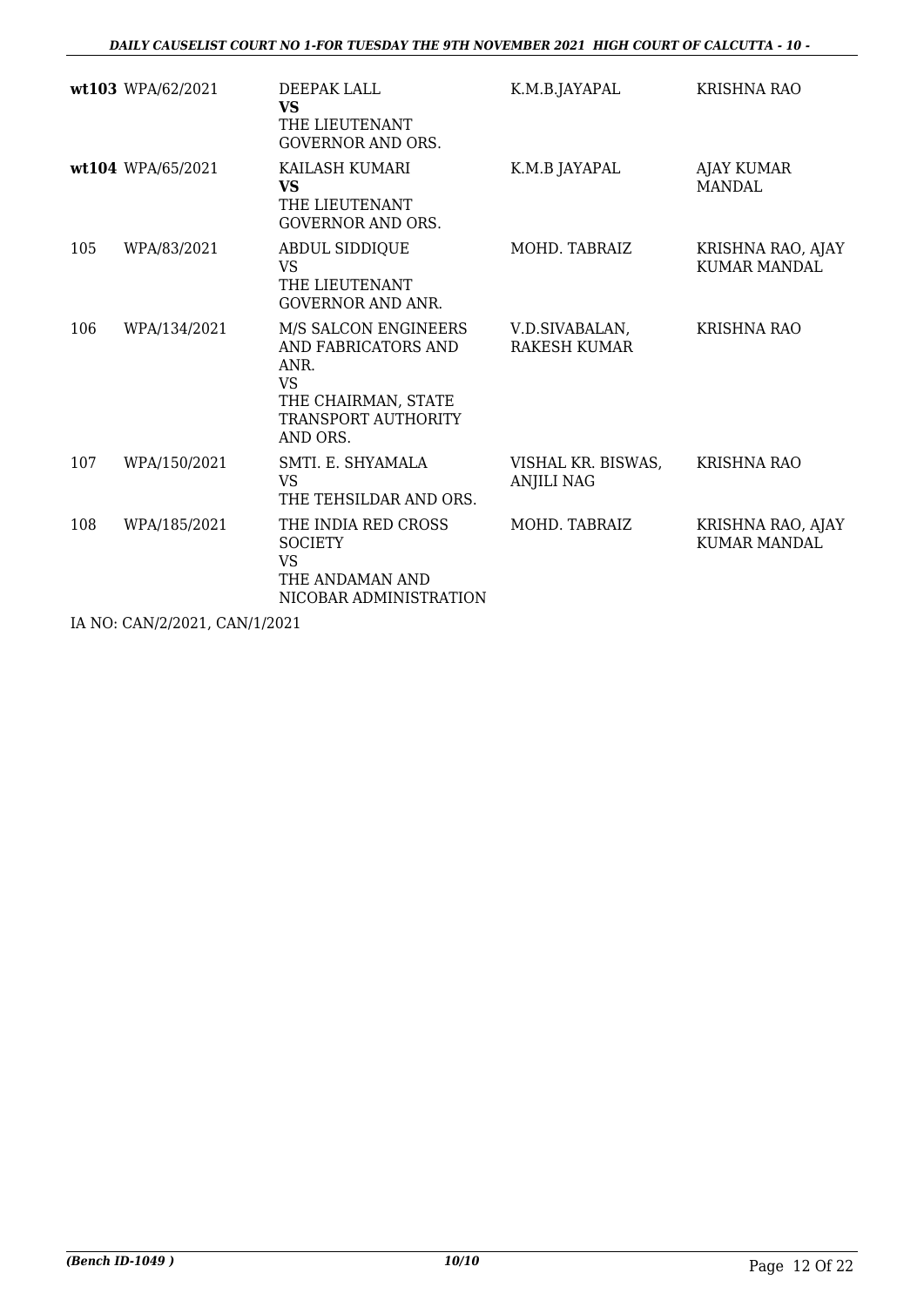| | | | | |
|---|---|---|---|---|
| **wt103** | WPA/62/2021 | DEEPAK LALL<br>**VS**<br>THE LIEUTENANT GOVERNOR AND ORS. | K.M.B.JAYAPAL | KRISHNA RAO |
| **wt104** | WPA/65/2021 | KAILASH KUMARI<br>**VS**<br>THE LIEUTENANT GOVERNOR AND ORS. | K.M.B JAYAPAL | AJAY KUMAR MANDAL |
| 105 | WPA/83/2021 | ABDUL SIDDIQUE<br>VS<br>THE LIEUTENANT GOVERNOR AND ANR. | MOHD. TABRAIZ | KRISHNA RAO, AJAY KUMAR MANDAL |
| 106 | WPA/134/2021 | M/S SALCON ENGINEERS AND FABRICATORS AND ANR.<br>VS<br>THE CHAIRMAN, STATE TRANSPORT AUTHORITY AND ORS. | V.D.SIVABALAN, RAKESH KUMAR | KRISHNA RAO |
| 107 | WPA/150/2021 | SMTI. E. SHYAMALA<br>VS<br>THE TEHSILDAR AND ORS. | VISHAL KR. BISWAS, ANJILI NAG | KRISHNA RAO |
| 108 | WPA/185/2021 | THE INDIA RED CROSS SOCIETY<br>VS<br>THE ANDAMAN AND NICOBAR ADMINISTRATION | MOHD. TABRAIZ | KRISHNA RAO, AJAY KUMAR MANDAL |

IA NO: CAN/2/2021, CAN/1/2021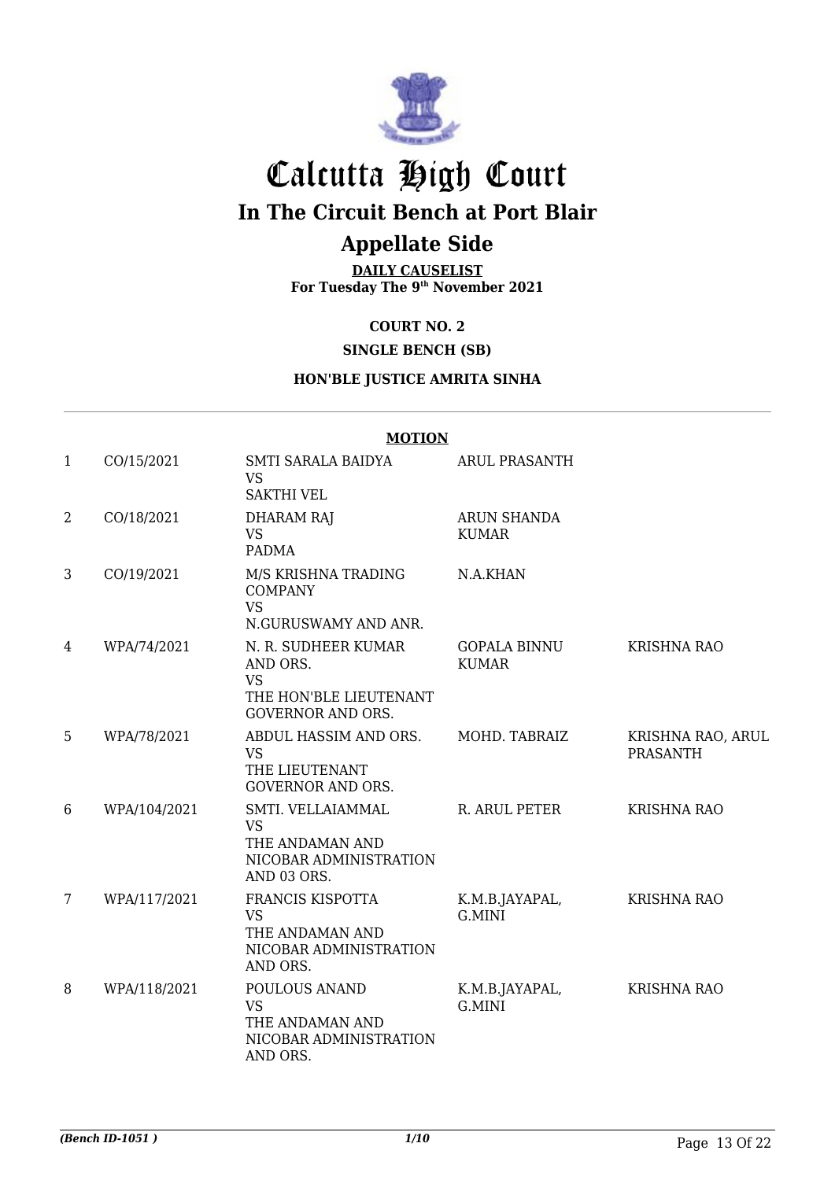# Calcutta High Court

## In The Circuit Bench at Port Blair

## Appellate Side

**DAILY CAUSELIST**
**For Tuesday The 9th November 2021**

**COURT NO. 2**

**SINGLE BENCH (SB)**

**HON'BLE JUSTICE AMRITA SINHA**

**MOTION**

| | | | | |
|---|---|---|---|---|
| 1 | CO/15/2021 | SMTI SARALA BAIDYA VS SAKTHI VEL | ARUL PRASANTH | |
| 2 | CO/18/2021 | DHARAM RAJ VS PADMA | ARUN SHANDA KUMAR | |
| 3 | CO/19/2021 | M/S KRISHNA TRADING COMPANY VS N.GURUSWAMY AND ANR. | N.A.KHAN | |
| 4 | WPA/74/2021 | N. R. SUDHEER KUMAR AND ORS. VS THE HON'BLE LIEUTENANT GOVERNOR AND ORS. | GOPALA BINNU KUMAR | KRISHNA RAO |
| 5 | WPA/78/2021 | ABDUL HASSIM AND ORS. VS THE LIEUTENANT GOVERNOR AND ORS. | MOHD. TABRAIZ | KRISHNA RAO, ARUL PRASANTH |
| 6 | WPA/104/2021 | SMTI. VELLAIAMMAL VS THE ANDAMAN AND NICOBAR ADMINISTRATION AND 03 ORS. | R. ARUL PETER | KRISHNA RAO |
| 7 | WPA/117/2021 | FRANCIS KISPOTTA VS THE ANDAMAN AND NICOBAR ADMINISTRATION AND ORS. | K.M.B.JAYAPAL, G.MINI | KRISHNA RAO |
| 8 | WPA/118/2021 | POULOUS ANAND VS THE ANDAMAN AND NICOBAR ADMINISTRATION AND ORS. | K.M.B.JAYAPAL, G.MINI | KRISHNA RAO |

*(Bench ID-1051 )* 1/10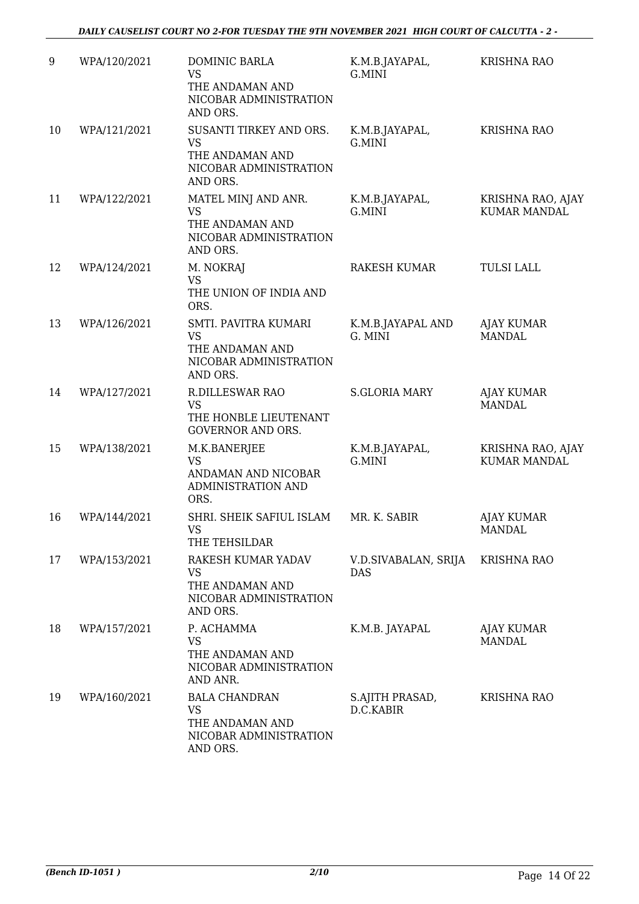| 9 | WPA/120/2021 | DOMINIC BARLA<br>VS<br>THE ANDAMAN AND NICOBAR ADMINISTRATION AND ORS. | K.M.B.JAYAPAL, G.MINI | KRISHNA RAO |
|---|---|---|---|---|
| 10 | WPA/121/2021 | SUSANTI TIRKEY AND ORS.<br>VS<br>THE ANDAMAN AND NICOBAR ADMINISTRATION AND ORS. | K.M.B.JAYAPAL, G.MINI | KRISHNA RAO |
| 11 | WPA/122/2021 | MATEL MINJ AND ANR.<br>VS<br>THE ANDAMAN AND NICOBAR ADMINISTRATION AND ORS. | K.M.B.JAYAPAL, G.MINI | KRISHNA RAO, AJAY KUMAR MANDAL |
| 12 | WPA/124/2021 | M. NOKRAJ<br>VS<br>THE UNION OF INDIA AND ORS. | RAKESH KUMAR | TULSI LALL |
| 13 | WPA/126/2021 | SMTI. PAVITRA KUMARI<br>VS<br>THE ANDAMAN AND NICOBAR ADMINISTRATION AND ORS. | K.M.B.JAYAPAL AND G. MINI | AJAY KUMAR MANDAL |
| 14 | WPA/127/2021 | R.DILLESWAR RAO<br>VS<br>THE HONBLE LIEUTENANT GOVERNOR AND ORS. | S.GLORIA MARY | AJAY KUMAR MANDAL |
| 15 | WPA/138/2021 | M.K.BANERJEE<br>VS<br>ANDAMAN AND NICOBAR ADMINISTRATION AND ORS. | K.M.B.JAYAPAL, G.MINI | KRISHNA RAO, AJAY KUMAR MANDAL |
| 16 | WPA/144/2021 | SHRI. SHEIK SAFIUL ISLAM<br>VS<br>THE TEHSILDAR | MR. K. SABIR | AJAY KUMAR MANDAL |
| 17 | WPA/153/2021 | RAKESH KUMAR YADAV<br>VS<br>THE ANDAMAN AND NICOBAR ADMINISTRATION AND ORS. | V.D.SIVABALAN, SRIJA DAS | KRISHNA RAO |
| 18 | WPA/157/2021 | P. ACHAMMA<br>VS<br>THE ANDAMAN AND NICOBAR ADMINISTRATION AND ANR. | K.M.B. JAYAPAL | AJAY KUMAR MANDAL |
| 19 | WPA/160/2021 | BALA CHANDRAN<br>VS<br>THE ANDAMAN AND NICOBAR ADMINISTRATION AND ORS. | S.AJITH PRASAD, D.C.KABIR | KRISHNA RAO |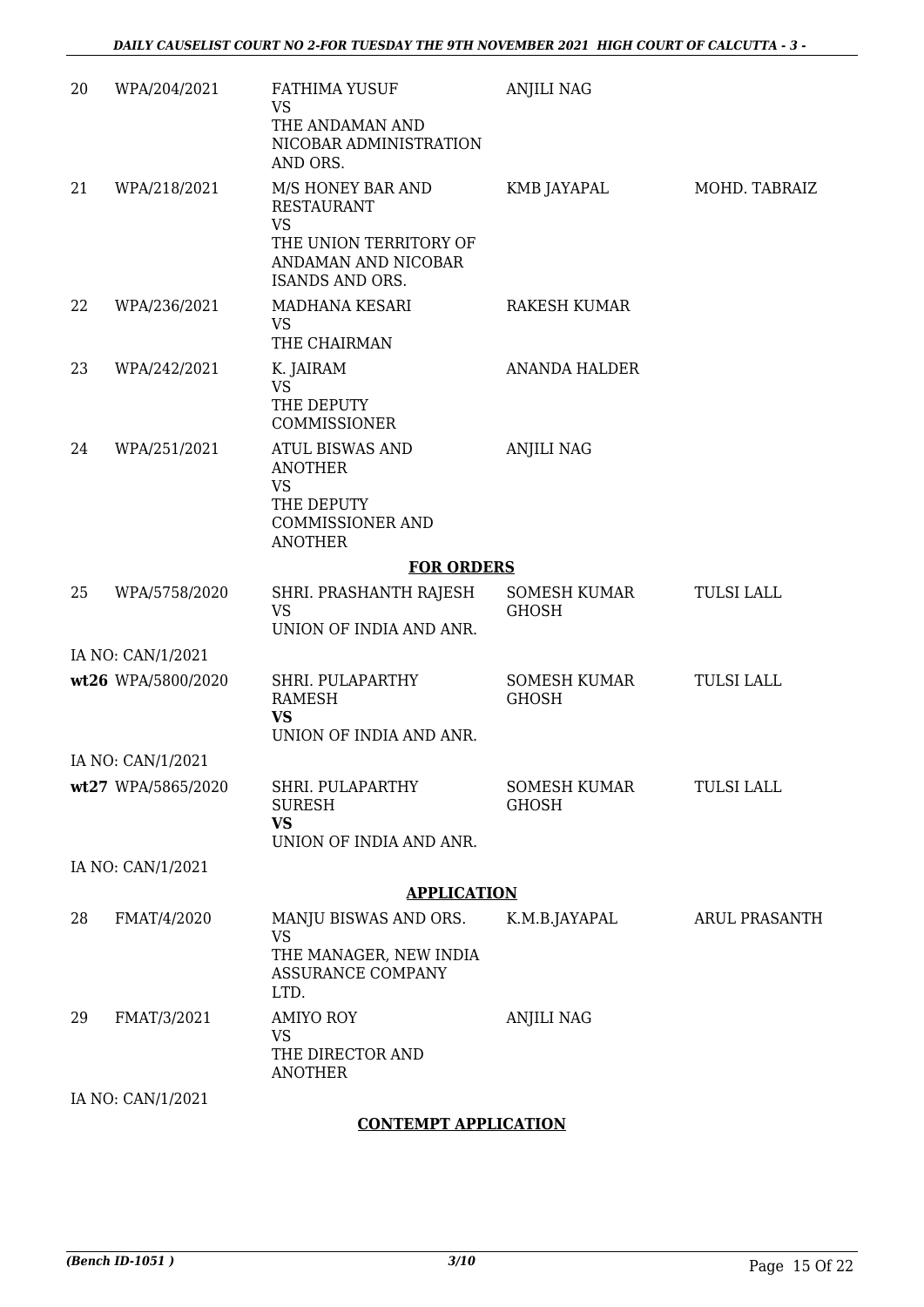| | | | | |
|---|---|---|---|---|
| 20 | WPA/204/2021 | FATHIMA YUSUF<br>VS<br>THE ANDAMAN AND NICOBAR ADMINISTRATION AND ORS. | ANJILI NAG | |
| 21 | WPA/218/2021 | M/S HONEY BAR AND RESTAURANT<br>VS<br>THE UNION TERRITORY OF ANDAMAN AND NICOBAR ISANDS AND ORS. | KMB JAYAPAL | MOHD. TABRAIZ |
| 22 | WPA/236/2021 | MADHANA KESARI<br>VS<br>THE CHAIRMAN | RAKESH KUMAR | |
| 23 | WPA/242/2021 | K. JAIRAM<br>VS<br>THE DEPUTY COMMISSIONER | ANANDA HALDER | |
| 24 | WPA/251/2021 | ATUL BISWAS AND ANOTHER<br>VS<br>THE DEPUTY COMMISSIONER AND ANOTHER | ANJILI NAG | |

**FOR ORDERS**

| | | | | |
|---|---|---|---|---|
| 25 | WPA/5758/2020 | SHRI. PRASHANTH RAJESH<br>VS<br>UNION OF INDIA AND ANR. | SOMESH KUMAR GHOSH | TULSI LALL |
| | IA NO: CAN/1/2021 | | | |
| **wt26** | WPA/5800/2020 | SHRI. PULAPARTHY RAMESH<br>**VS**<br>UNION OF INDIA AND ANR. | SOMESH KUMAR GHOSH | TULSI LALL |
| | IA NO: CAN/1/2021 | | | |
| **wt27** | WPA/5865/2020 | SHRI. PULAPARTHY SURESH<br>**VS**<br>UNION OF INDIA AND ANR. | SOMESH KUMAR GHOSH | TULSI LALL |
| | IA NO: CAN/1/2021 | | | |

**APPLICATION**

| | | | | |
|---|---|---|---|---|
| 28 | FMAT/4/2020 | MANJU BISWAS AND ORS.<br>VS<br>THE MANAGER, NEW INDIA ASSURANCE COMPANY LTD. | K.M.B.JAYAPAL | ARUL PRASANTH |
| 29 | FMAT/3/2021 | AMIYO ROY<br>VS<br>THE DIRECTOR AND ANOTHER | ANJILI NAG | |
| | IA NO: CAN/1/2021 | | | |

**CONTEMPT APPLICATION**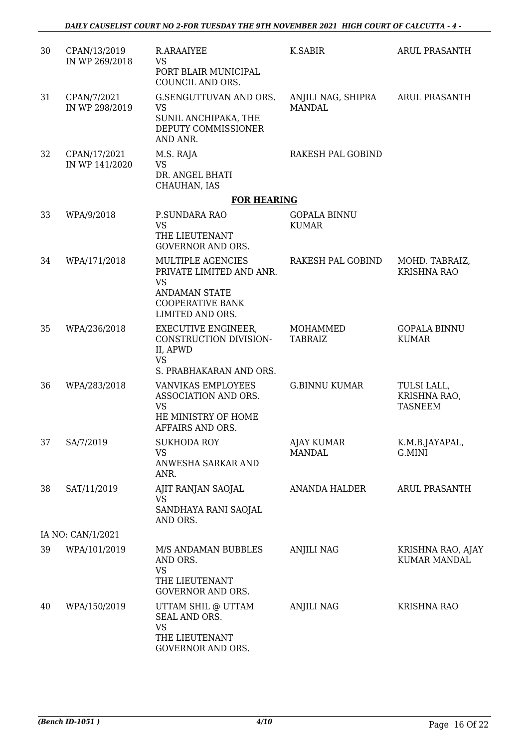| | | | | |
|---|---|---|---|---|
| 30 | CPAN/13/2019 IN WP 269/2018 | R.ARAAIYEE VS PORT BLAIR MUNICIPAL COUNCIL AND ORS. | K.SABIR | ARUL PRASANTH |
| 31 | CPAN/7/2021 IN WP 298/2019 | G.SENGUTTUVAN AND ORS. VS SUNIL ANCHIPAKA, THE DEPUTY COMMISSIONER AND ANR. | ANJILI NAG, SHIPRA MANDAL | ARUL PRASANTH |
| 32 | CPAN/17/2021 IN WP 141/2020 | M.S. RAJA VS DR. ANGEL BHATI CHAUHAN, IAS | RAKESH PAL GOBIND | |
| | | **FOR HEARING** | | |
| 33 | WPA/9/2018 | P.SUNDARA RAO VS THE LIEUTENANT GOVERNOR AND ORS. | GOPALA BINNU KUMAR | |
| 34 | WPA/171/2018 | MULTIPLE AGENCIES PRIVATE LIMITED AND ANR. VS ANDAMAN STATE COOPERATIVE BANK LIMITED AND ORS. | RAKESH PAL GOBIND | MOHD. TABRAIZ, KRISHNA RAO |
| 35 | WPA/236/2018 | EXECUTIVE ENGINEER, CONSTRUCTION DIVISION-II, APWD VS S. PRABHAKARAN AND ORS. | MOHAMMED TABRAIZ | GOPALA BINNU KUMAR |
| 36 | WPA/283/2018 | VANVIKAS EMPLOYEES ASSOCIATION AND ORS. VS HE MINISTRY OF HOME AFFAIRS AND ORS. | G.BINNU KUMAR | TULSI LALL, KRISHNA RAO, TASNEEM |
| 37 | SA/7/2019 | SUKHODA ROY VS ANWESHA SARKAR AND ANR. | AJAY KUMAR MANDAL | K.M.B.JAYAPAL, G.MINI |
| 38 | SAT/11/2019 | AJIT RANJAN SAOJAL VS SANDHAYA RANI SAOJAL AND ORS. | ANANDA HALDER | ARUL PRASANTH |
| | IA NO: CAN/1/2021 | | | |
| 39 | WPA/101/2019 | M/S ANDAMAN BUBBLES AND ORS. VS THE LIEUTENANT GOVERNOR AND ORS. | ANJILI NAG | KRISHNA RAO, AJAY KUMAR MANDAL |
| 40 | WPA/150/2019 | UTTAM SHIL @ UTTAM SEAL AND ORS. VS THE LIEUTENANT GOVERNOR AND ORS. | ANJILI NAG | KRISHNA RAO |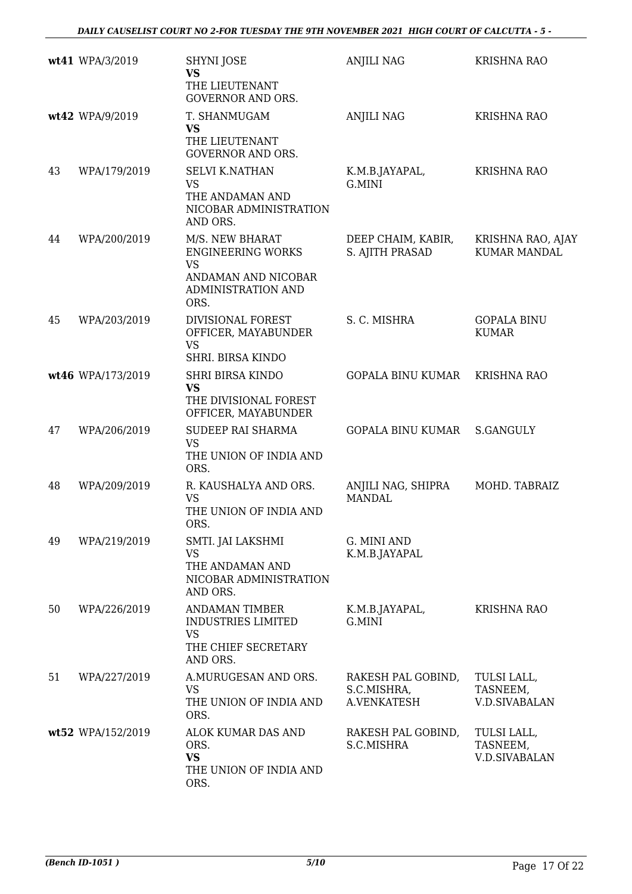| | | | | |
|---|---|---|---|---|
| **wt41** | WPA/3/2019 | SHYNI JOSE<br>**VS**<br>THE LIEUTENANT GOVERNOR AND ORS. | ANJILI NAG | KRISHNA RAO |
| **wt42** | WPA/9/2019 | T. SHANMUGAM<br>**VS**<br>THE LIEUTENANT GOVERNOR AND ORS. | ANJILI NAG | KRISHNA RAO |
| 43 | WPA/179/2019 | SELVI K.NATHAN<br>VS<br>THE ANDAMAN AND NICOBAR ADMINISTRATION AND ORS. | K.M.B.JAYAPAL, G.MINI | KRISHNA RAO |
| 44 | WPA/200/2019 | M/S. NEW BHARAT ENGINEERING WORKS<br>VS<br>ANDAMAN AND NICOBAR ADMINISTRATION AND ORS. | DEEP CHAIM, KABIR, S. AJITH PRASAD | KRISHNA RAO, AJAY KUMAR MANDAL |
| 45 | WPA/203/2019 | DIVISIONAL FOREST OFFICER, MAYABUNDER<br>VS<br>SHRI. BIRSA KINDO | S. C. MISHRA | GOPALA BINU KUMAR |
| **wt46** | WPA/173/2019 | SHRI BIRSA KINDO<br>**VS**<br>THE DIVISIONAL FOREST OFFICER, MAYABUNDER | GOPALA BINU KUMAR | KRISHNA RAO |
| 47 | WPA/206/2019 | SUDEEP RAI SHARMA<br>VS<br>THE UNION OF INDIA AND ORS. | GOPALA BINU KUMAR | S.GANGULY |
| 48 | WPA/209/2019 | R. KAUSHALYA AND ORS.<br>VS<br>THE UNION OF INDIA AND ORS. | ANJILI NAG, SHIPRA MANDAL | MOHD. TABRAIZ |
| 49 | WPA/219/2019 | SMTI. JAI LAKSHMI<br>VS<br>THE ANDAMAN AND NICOBAR ADMINISTRATION AND ORS. | G. MINI AND K.M.B.JAYAPAL | |
| 50 | WPA/226/2019 | ANDAMAN TIMBER INDUSTRIES LIMITED<br>VS<br>THE CHIEF SECRETARY AND ORS. | K.M.B.JAYAPAL, G.MINI | KRISHNA RAO |
| 51 | WPA/227/2019 | A.MURUGESAN AND ORS.<br>VS<br>THE UNION OF INDIA AND ORS. | RAKESH PAL GOBIND, S.C.MISHRA, A.VENKATESH | TULSI LALL, TASNEEM, V.D.SIVABALAN |
| **wt52** | WPA/152/2019 | ALOK KUMAR DAS AND ORS.<br>**VS**<br>THE UNION OF INDIA AND ORS. | RAKESH PAL GOBIND, S.C.MISHRA | TULSI LALL, TASNEEM, V.D.SIVABALAN |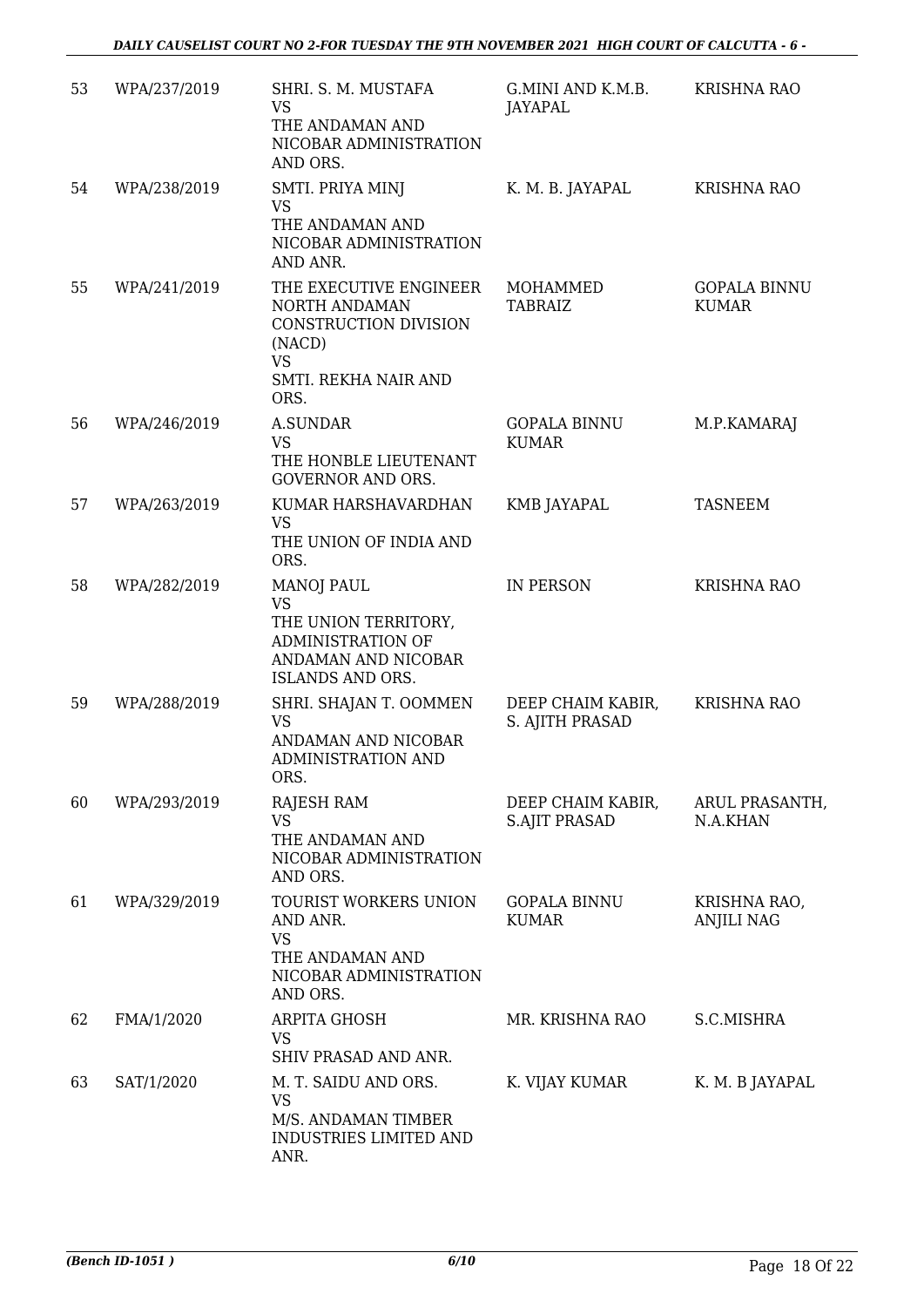| 53 | WPA/237/2019 | SHRI. S. M. MUSTAFA<br>VS<br>THE ANDAMAN AND NICOBAR ADMINISTRATION AND ORS. | G.MINI AND K.M.B. JAYAPAL | KRISHNA RAO |
|---|---|---|---|---|
| 54 | WPA/238/2019 | SMTI. PRIYA MINJ<br>VS<br>THE ANDAMAN AND NICOBAR ADMINISTRATION AND ANR. | K. M. B. JAYAPAL | KRISHNA RAO |
| 55 | WPA/241/2019 | THE EXECUTIVE ENGINEER NORTH ANDAMAN CONSTRUCTION DIVISION (NACD)<br>VS<br>SMTI. REKHA NAIR AND ORS. | MOHAMMED TABRAIZ | GOPALA BINNU KUMAR |
| 56 | WPA/246/2019 | A.SUNDAR<br>VS<br>THE HONBLE LIEUTENANT GOVERNOR AND ORS. | GOPALA BINNU KUMAR | M.P.KAMARAJ |
| 57 | WPA/263/2019 | KUMAR HARSHAVARDHAN<br>VS<br>THE UNION OF INDIA AND ORS. | KMB JAYAPAL | TASNEEM |
| 58 | WPA/282/2019 | MANOJ PAUL<br>VS<br>THE UNION TERRITORY, ADMINISTRATION OF ANDAMAN AND NICOBAR ISLANDS AND ORS. | IN PERSON | KRISHNA RAO |
| 59 | WPA/288/2019 | SHRI. SHAJAN T. OOMMEN<br>VS<br>ANDAMAN AND NICOBAR ADMINISTRATION AND ORS. | DEEP CHAIM KABIR, S. AJITH PRASAD | KRISHNA RAO |
| 60 | WPA/293/2019 | RAJESH RAM<br>VS<br>THE ANDAMAN AND NICOBAR ADMINISTRATION AND ORS. | DEEP CHAIM KABIR, S.AJIT PRASAD | ARUL PRASANTH, N.A.KHAN |
| 61 | WPA/329/2019 | TOURIST WORKERS UNION AND ANR.<br>VS<br>THE ANDAMAN AND NICOBAR ADMINISTRATION AND ORS. | GOPALA BINNU KUMAR | KRISHNA RAO, ANJILI NAG |
| 62 | FMA/1/2020 | ARPITA GHOSH<br>VS<br>SHIV PRASAD AND ANR. | MR. KRISHNA RAO | S.C.MISHRA |
| 63 | SAT/1/2020 | M. T. SAIDU AND ORS.<br>VS<br>M/S. ANDAMAN TIMBER INDUSTRIES LIMITED AND ANR. | K. VIJAY KUMAR | K. M. B JAYAPAL |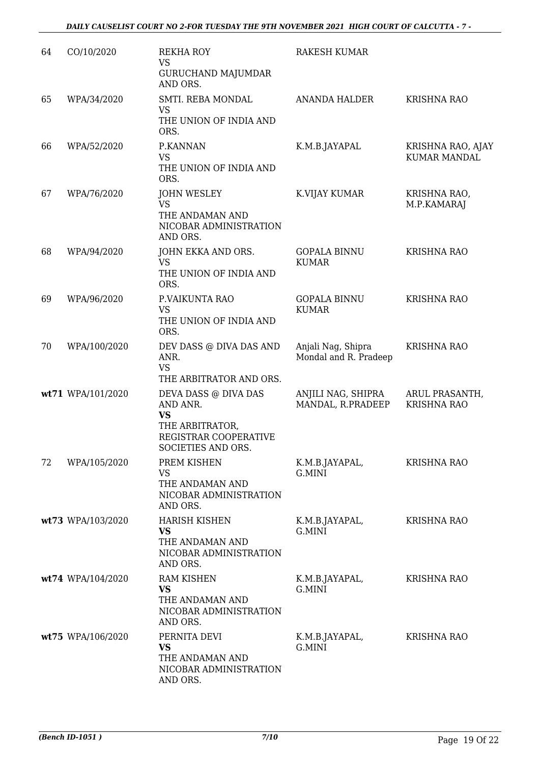| 64 | CO/10/2020 | REKHA ROY<br>VS<br>GURUCHAND MAJUMDAR AND ORS. | RAKESH KUMAR | |
|---|---|---|---|---|
| 65 | WPA/34/2020 | SMTI. REBA MONDAL<br>VS<br>THE UNION OF INDIA AND ORS. | ANANDA HALDER | KRISHNA RAO |
| 66 | WPA/52/2020 | P.KANNAN<br>VS<br>THE UNION OF INDIA AND ORS. | K.M.B.JAYAPAL | KRISHNA RAO, AJAY KUMAR MANDAL |
| 67 | WPA/76/2020 | JOHN WESLEY<br>VS<br>THE ANDAMAN AND NICOBAR ADMINISTRATION AND ORS. | K.VIJAY KUMAR | KRISHNA RAO, M.P.KAMARAJ |
| 68 | WPA/94/2020 | JOHN EKKA AND ORS.<br>VS<br>THE UNION OF INDIA AND ORS. | GOPALA BINNU KUMAR | KRISHNA RAO |
| 69 | WPA/96/2020 | P.VAIKUNTA RAO<br>VS<br>THE UNION OF INDIA AND ORS. | GOPALA BINNU KUMAR | KRISHNA RAO |
| 70 | WPA/100/2020 | DEV DASS @ DIVA DAS AND ANR.<br>VS<br>THE ARBITRATOR AND ORS. | Anjali Nag, Shipra Mondal and R. Pradeep | KRISHNA RAO |
| **wt71** | WPA/101/2020 | DEVA DASS @ DIVA DAS AND ANR.<br>**VS**<br>THE ARBITRATOR, REGISTRAR COOPERATIVE SOCIETIES AND ORS. | ANJILI NAG, SHIPRA MANDAL, R.PRADEEP | ARUL PRASANTH, KRISHNA RAO |
| 72 | WPA/105/2020 | PREM KISHEN<br>VS<br>THE ANDAMAN AND NICOBAR ADMINISTRATION AND ORS. | K.M.B.JAYAPAL, G.MINI | KRISHNA RAO |
| **wt73** | WPA/103/2020 | HARISH KISHEN<br>**VS**<br>THE ANDAMAN AND NICOBAR ADMINISTRATION AND ORS. | K.M.B.JAYAPAL, G.MINI | KRISHNA RAO |
| **wt74** | WPA/104/2020 | RAM KISHEN<br>**VS**<br>THE ANDAMAN AND NICOBAR ADMINISTRATION AND ORS. | K.M.B.JAYAPAL, G.MINI | KRISHNA RAO |
| **wt75** | WPA/106/2020 | PERNITA DEVI<br>**VS**<br>THE ANDAMAN AND NICOBAR ADMINISTRATION AND ORS. | K.M.B.JAYAPAL, G.MINI | KRISHNA RAO |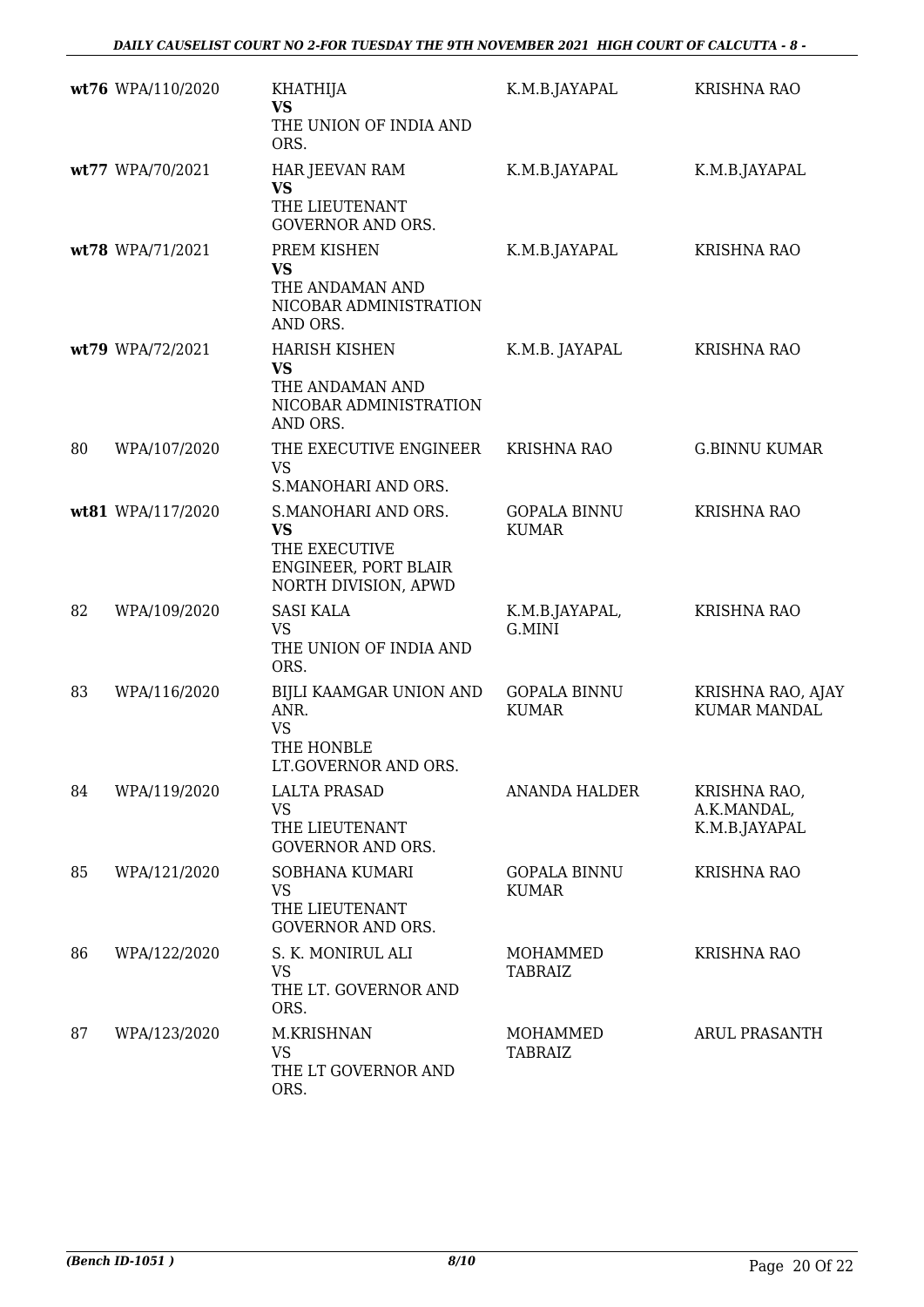| | | | | |
|---|---|---|---|---|
| **wt76** | WPA/110/2020 | KHATHIJA<br>**VS**<br>THE UNION OF INDIA AND ORS. | K.M.B.JAYAPAL | KRISHNA RAO |
| **wt77** | WPA/70/2021 | HAR JEEVAN RAM<br>**VS**<br>THE LIEUTENANT GOVERNOR AND ORS. | K.M.B.JAYAPAL | K.M.B.JAYAPAL |
| **wt78** | WPA/71/2021 | PREM KISHEN<br>**VS**<br>THE ANDAMAN AND NICOBAR ADMINISTRATION AND ORS. | K.M.B.JAYAPAL | KRISHNA RAO |
| **wt79** | WPA/72/2021 | HARISH KISHEN<br>**VS**<br>THE ANDAMAN AND NICOBAR ADMINISTRATION AND ORS. | K.M.B. JAYAPAL | KRISHNA RAO |
| 80 | WPA/107/2020 | THE EXECUTIVE ENGINEER<br>VS<br>S.MANOHARI AND ORS. | KRISHNA RAO | G.BINNU KUMAR |
| **wt81** | WPA/117/2020 | S.MANOHARI AND ORS.<br>**VS**<br>THE EXECUTIVE ENGINEER, PORT BLAIR NORTH DIVISION, APWD | GOPALA BINNU KUMAR | KRISHNA RAO |
| 82 | WPA/109/2020 | SASI KALA<br>VS<br>THE UNION OF INDIA AND ORS. | K.M.B.JAYAPAL, G.MINI | KRISHNA RAO |
| 83 | WPA/116/2020 | BIJLI KAAMGAR UNION AND ANR.<br>VS<br>THE HONBLE LT.GOVERNOR AND ORS. | GOPALA BINNU KUMAR | KRISHNA RAO, AJAY KUMAR MANDAL |
| 84 | WPA/119/2020 | LALTA PRASAD<br>VS<br>THE LIEUTENANT GOVERNOR AND ORS. | ANANDA HALDER | KRISHNA RAO, A.K.MANDAL, K.M.B.JAYAPAL |
| 85 | WPA/121/2020 | SOBHANA KUMARI<br>VS<br>THE LIEUTENANT GOVERNOR AND ORS. | GOPALA BINNU KUMAR | KRISHNA RAO |
| 86 | WPA/122/2020 | S. K. MONIRUL ALI<br>VS<br>THE LT. GOVERNOR AND ORS. | MOHAMMED TABRAIZ | KRISHNA RAO |
| 87 | WPA/123/2020 | M.KRISHNAN<br>VS<br>THE LT GOVERNOR AND ORS. | MOHAMMED TABRAIZ | ARUL PRASANTH |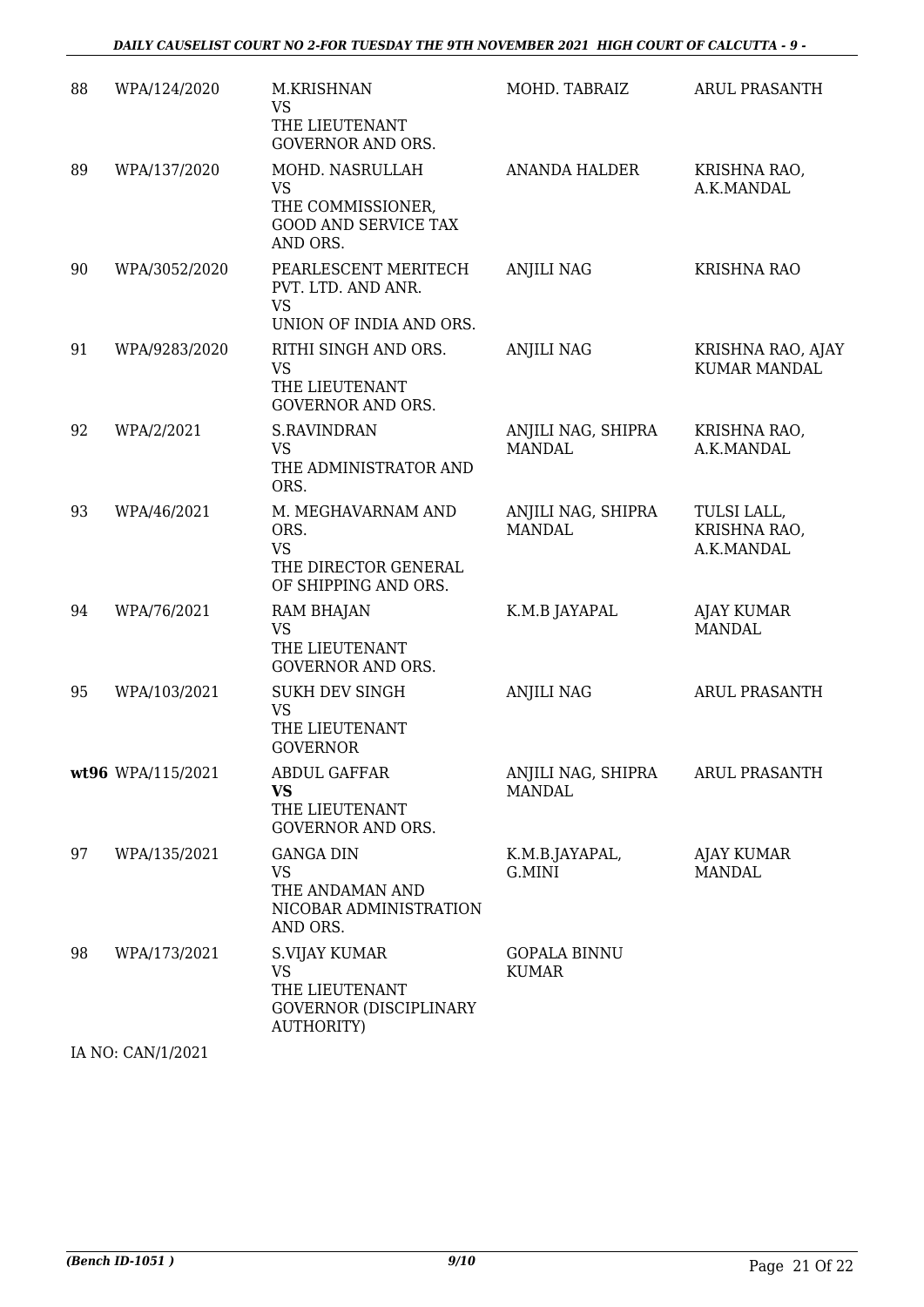| | | | | |
|---|---|---|---|---|
| 88 | WPA/124/2020 | M.KRISHNAN<br>VS<br>THE LIEUTENANT GOVERNOR AND ORS. | MOHD. TABRAIZ | ARUL PRASANTH |
| 89 | WPA/137/2020 | MOHD. NASRULLAH<br>VS<br>THE COMMISSIONER, GOOD AND SERVICE TAX AND ORS. | ANANDA HALDER | KRISHNA RAO, A.K.MANDAL |
| 90 | WPA/3052/2020 | PEARLESCENT MERITECH PVT. LTD. AND ANR.<br>VS<br>UNION OF INDIA AND ORS. | ANJILI NAG | KRISHNA RAO |
| 91 | WPA/9283/2020 | RITHI SINGH AND ORS.<br>VS<br>THE LIEUTENANT GOVERNOR AND ORS. | ANJILI NAG | KRISHNA RAO, AJAY KUMAR MANDAL |
| 92 | WPA/2/2021 | S.RAVINDRAN<br>VS<br>THE ADMINISTRATOR AND ORS. | ANJILI NAG, SHIPRA MANDAL | KRISHNA RAO, A.K.MANDAL |
| 93 | WPA/46/2021 | M. MEGHAVARNAM AND ORS.<br>VS<br>THE DIRECTOR GENERAL OF SHIPPING AND ORS. | ANJILI NAG, SHIPRA MANDAL | TULSI LALL, KRISHNA RAO, A.K.MANDAL |
| 94 | WPA/76/2021 | RAM BHAJAN<br>VS<br>THE LIEUTENANT GOVERNOR AND ORS. | K.M.B JAYAPAL | AJAY KUMAR MANDAL |
| 95 | WPA/103/2021 | SUKH DEV SINGH<br>VS<br>THE LIEUTENANT GOVERNOR | ANJILI NAG | ARUL PRASANTH |
| **wt96** | WPA/115/2021 | ABDUL GAFFAR<br>**VS**<br>THE LIEUTENANT GOVERNOR AND ORS. | ANJILI NAG, SHIPRA MANDAL | ARUL PRASANTH |
| 97 | WPA/135/2021 | GANGA DIN<br>VS<br>THE ANDAMAN AND NICOBAR ADMINISTRATION AND ORS. | K.M.B.JAYAPAL, G.MINI | AJAY KUMAR MANDAL |
| 98 | WPA/173/2021 | S.VIJAY KUMAR<br>VS<br>THE LIEUTENANT GOVERNOR (DISCIPLINARY AUTHORITY) | GOPALA BINNU KUMAR | |

IA NO: CAN/1/2021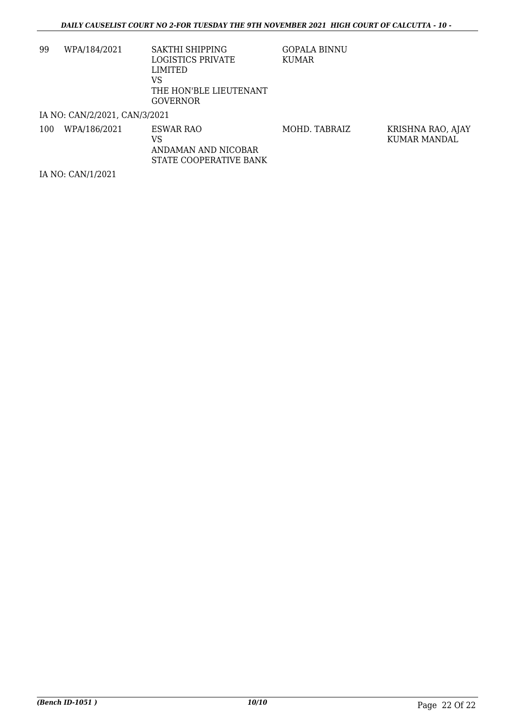| | | | | |
|---|---|---|---|---|
| 99 | WPA/184/2021 | SAKTHI SHIPPING LOGISTICS PRIVATE LIMITED<br>VS<br>THE HON'BLE LIEUTENANT GOVERNOR | GOPALA BINNU KUMAR | |

IA NO: CAN/2/2021, CAN/3/2021

| | | | | |
|---|---|---|---|---|
| 100 | WPA/186/2021 | ESWAR RAO<br>VS<br>ANDAMAN AND NICOBAR STATE COOPERATIVE BANK | MOHD. TABRAIZ | KRISHNA RAO, AJAY KUMAR MANDAL |

IA NO: CAN/1/2021